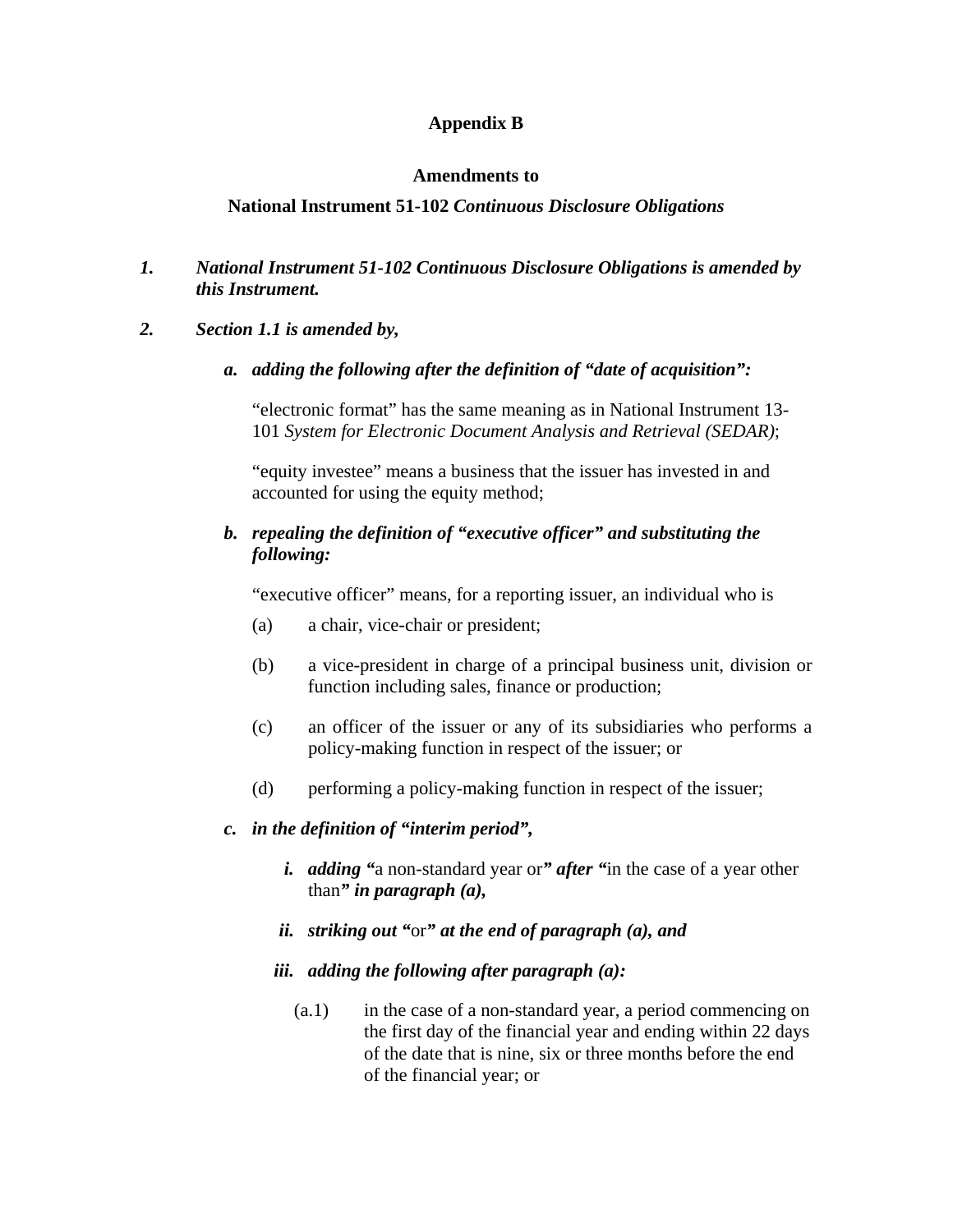**Appendix B**

**Amendments to**

**National Instrument 51-102 *Continuous Disclosure Obligations***

1. ***National Instrument 51-102 Continuous Disclosure Obligations is amended by this Instrument.***

2. ***Section 1.1 is amended by,***

   a. ***adding the following after the definition of "date of acquisition":***

      "electronic format" has the same meaning as in National Instrument 13-101 *System for Electronic Document Analysis and Retrieval (SEDAR)*;

      "equity investee" means a business that the issuer has invested in and accounted for using the equity method;

   b. ***repealing the definition of "executive officer" and substituting the following:***

      "executive officer" means, for a reporting issuer, an individual who is

      (a) a chair, vice-chair or president;

      (b) a vice-president in charge of a principal business unit, division or function including sales, finance or production;

      (c) an officer of the issuer or any of its subsidiaries who performs a policy-making function in respect of the issuer; or

      (d) performing a policy-making function in respect of the issuer;

   c. ***in the definition of "interim period",***

      i. ***adding "***a non-standard year or***" after "***in the case of a year other than***" in paragraph (a),***

      ii. ***striking out "***or***" at the end of paragraph (a), and***

      iii. ***adding the following after paragraph (a):***

         (a.1) in the case of a non-standard year, a period commencing on the first day of the financial year and ending within 22 days of the date that is nine, six or three months before the end of the financial year; or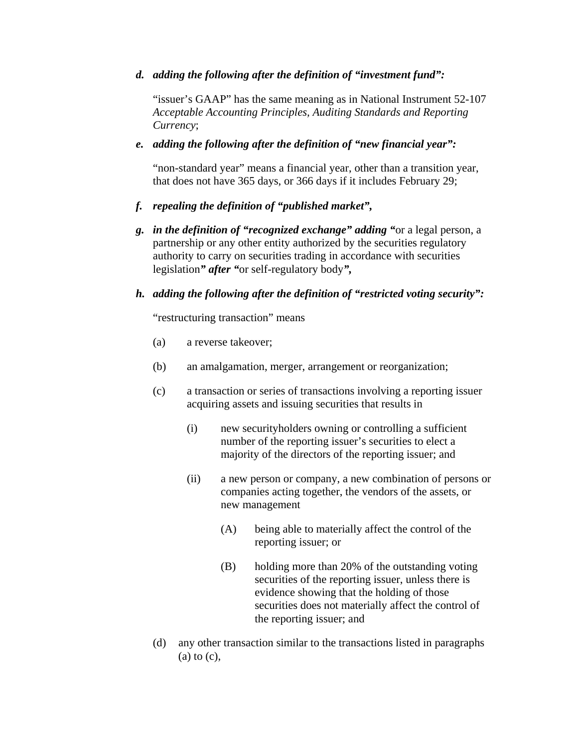***d. adding the following after the definition of "investment fund":***

"issuer's GAAP" has the same meaning as in National Instrument 52-107 *Acceptable Accounting Principles, Auditing Standards and Reporting Currency*;

***e. adding the following after the definition of "new financial year":***

"non-standard year" means a financial year, other than a transition year, that does not have 365 days, or 366 days if it includes February 29;

***f. repealing the definition of "published market",***

***g. in the definition of "recognized exchange" adding "***or a legal person, a partnership or any other entity authorized by the securities regulatory authority to carry on securities trading in accordance with securities legislation***" after "***or self-regulatory body***",***

***h. adding the following after the definition of "restricted voting security":***

"restructuring transaction" means

(a) a reverse takeover;

(b) an amalgamation, merger, arrangement or reorganization;

(c) a transaction or series of transactions involving a reporting issuer acquiring assets and issuing securities that results in

(i) new securityholders owning or controlling a sufficient number of the reporting issuer's securities to elect a majority of the directors of the reporting issuer; and

(ii) a new person or company, a new combination of persons or companies acting together, the vendors of the assets, or new management

(A) being able to materially affect the control of the reporting issuer; or

(B) holding more than 20% of the outstanding voting securities of the reporting issuer, unless there is evidence showing that the holding of those securities does not materially affect the control of the reporting issuer; and

(d) any other transaction similar to the transactions listed in paragraphs (a) to (c),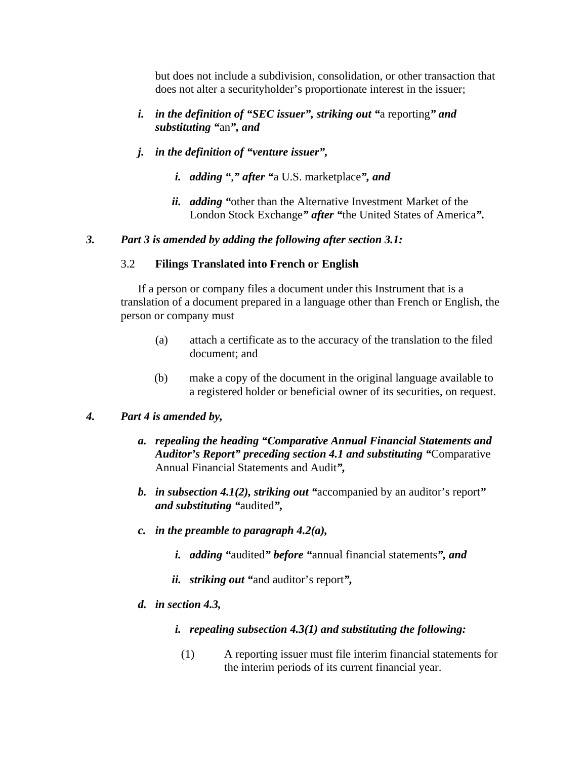but does not include a subdivision, consolidation, or other transaction that does not alter a securityholder's proportionate interest in the issuer;

- ***i. in the definition of "SEC issuer", striking out "***a reporting***" and substituting "***an***", and***

- ***j. in the definition of "venture issuer",***

  - ***i. adding "***,***" after "***a U.S. marketplace***", and***

  - ***ii. adding "***other than the Alternative Investment Market of the London Stock Exchange***" after "***the United States of America***".***

***3. Part 3 is amended by adding the following after section 3.1:***

3.2 **Filings Translated into French or English**

If a person or company files a document under this Instrument that is a translation of a document prepared in a language other than French or English, the person or company must

(a) attach a certificate as to the accuracy of the translation to the filed document; and

(b) make a copy of the document in the original language available to a registered holder or beneficial owner of its securities, on request.

***4. Part 4 is amended by,***

- ***a. repealing the heading "Comparative Annual Financial Statements and Auditor's Report" preceding section 4.1 and substituting "***Comparative Annual Financial Statements and Audit***",***

- ***b. in subsection 4.1(2), striking out "***accompanied by an auditor's report***" and substituting "***audited***",***

- ***c. in the preamble to paragraph 4.2(a),***

  - ***i. adding "***audited***" before "***annual financial statements***", and***

  - ***ii. striking out "***and auditor's report***",***

- ***d. in section 4.3,***

  - ***i. repealing subsection 4.3(1) and substituting the following:***

    (1) A reporting issuer must file interim financial statements for the interim periods of its current financial year.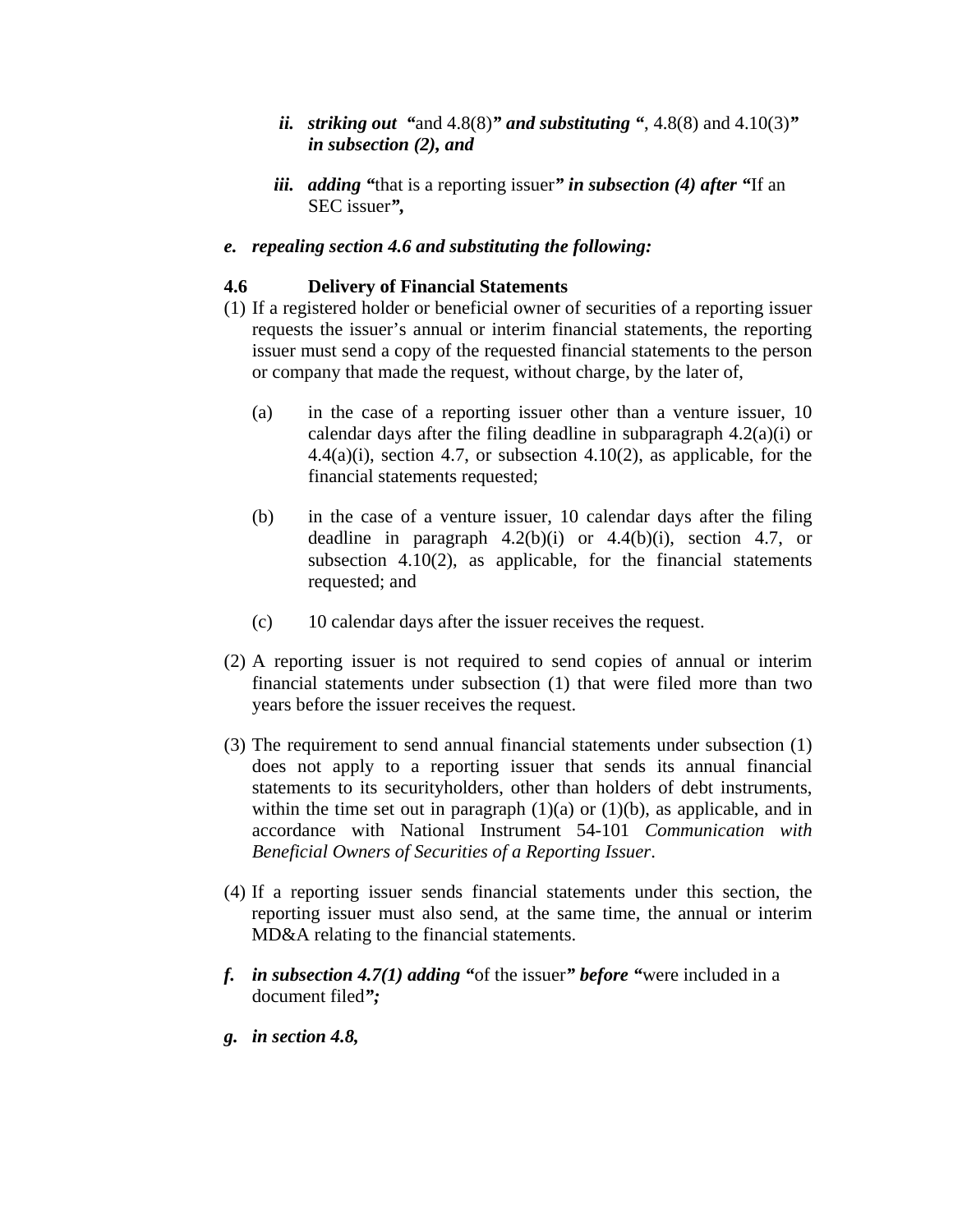ii. ***striking out*** "and 4.8(8)" ***and substituting*** ", 4.8(8) and 4.10(3)" ***in subsection (2), and***

iii. ***adding*** "that is a reporting issuer" ***in subsection (4) after*** "If an SEC issuer",

e. ***repealing section 4.6 and substituting the following:***

**4.6 Delivery of Financial Statements**

(1) If a registered holder or beneficial owner of securities of a reporting issuer requests the issuer's annual or interim financial statements, the reporting issuer must send a copy of the requested financial statements to the person or company that made the request, without charge, by the later of,

(a) in the case of a reporting issuer other than a venture issuer, 10 calendar days after the filing deadline in subparagraph 4.2(a)(i) or 4.4(a)(i), section 4.7, or subsection 4.10(2), as applicable, for the financial statements requested;

(b) in the case of a venture issuer, 10 calendar days after the filing deadline in paragraph 4.2(b)(i) or 4.4(b)(i), section 4.7, or subsection 4.10(2), as applicable, for the financial statements requested; and

(c) 10 calendar days after the issuer receives the request.

(2) A reporting issuer is not required to send copies of annual or interim financial statements under subsection (1) that were filed more than two years before the issuer receives the request.

(3) The requirement to send annual financial statements under subsection (1) does not apply to a reporting issuer that sends its annual financial statements to its securityholders, other than holders of debt instruments, within the time set out in paragraph (1)(a) or (1)(b), as applicable, and in accordance with National Instrument 54-101 *Communication with Beneficial Owners of Securities of a Reporting Issuer*.

(4) If a reporting issuer sends financial statements under this section, the reporting issuer must also send, at the same time, the annual or interim MD&A relating to the financial statements.

f. ***in subsection 4.7(1) adding*** "of the issuer" ***before*** "were included in a document filed";

g. ***in section 4.8,***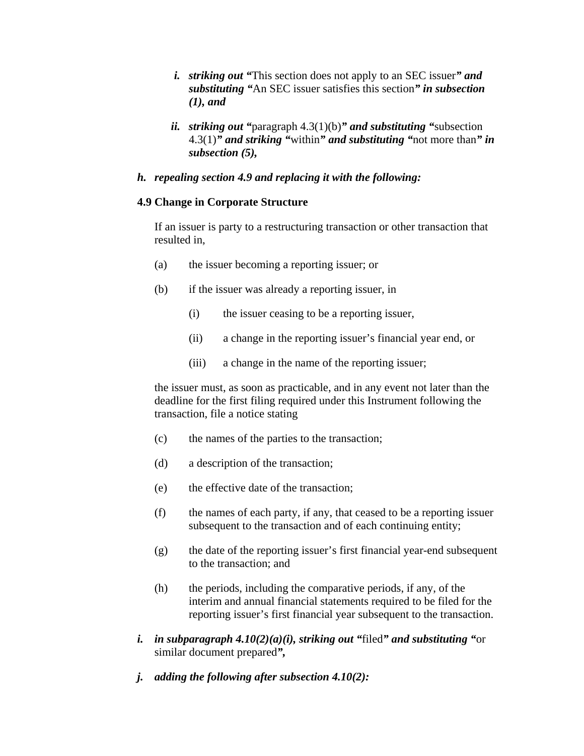i. ***striking out*** **"**This section does not apply to an SEC issuer**"** ***and substituting*** **"**An SEC issuer satisfies this section**"** ***in subsection (1), and***

ii. ***striking out*** **"**paragraph 4.3(1)(b)**"** ***and substituting*** **"**subsection 4.3(1)**"** ***and striking*** **"**within**"** ***and substituting*** **"**not more than**"** ***in subsection (5),***

h. ***repealing section 4.9 and replacing it with the following:***

**4.9 Change in Corporate Structure**

If an issuer is party to a restructuring transaction or other transaction that resulted in,

(a) the issuer becoming a reporting issuer; or

(b) if the issuer was already a reporting issuer, in

(i) the issuer ceasing to be a reporting issuer,

(ii) a change in the reporting issuer's financial year end, or

(iii) a change in the name of the reporting issuer;

the issuer must, as soon as practicable, and in any event not later than the deadline for the first filing required under this Instrument following the transaction, file a notice stating

(c) the names of the parties to the transaction;

(d) a description of the transaction;

(e) the effective date of the transaction;

(f) the names of each party, if any, that ceased to be a reporting issuer subsequent to the transaction and of each continuing entity;

(g) the date of the reporting issuer's first financial year-end subsequent to the transaction; and

(h) the periods, including the comparative periods, if any, of the interim and annual financial statements required to be filed for the reporting issuer's first financial year subsequent to the transaction.

i. ***in subparagraph 4.10(2)(a)(i), striking out*** **"**filed**"** ***and substituting*** **"**or similar document prepared**",**

j. ***adding the following after subsection 4.10(2):***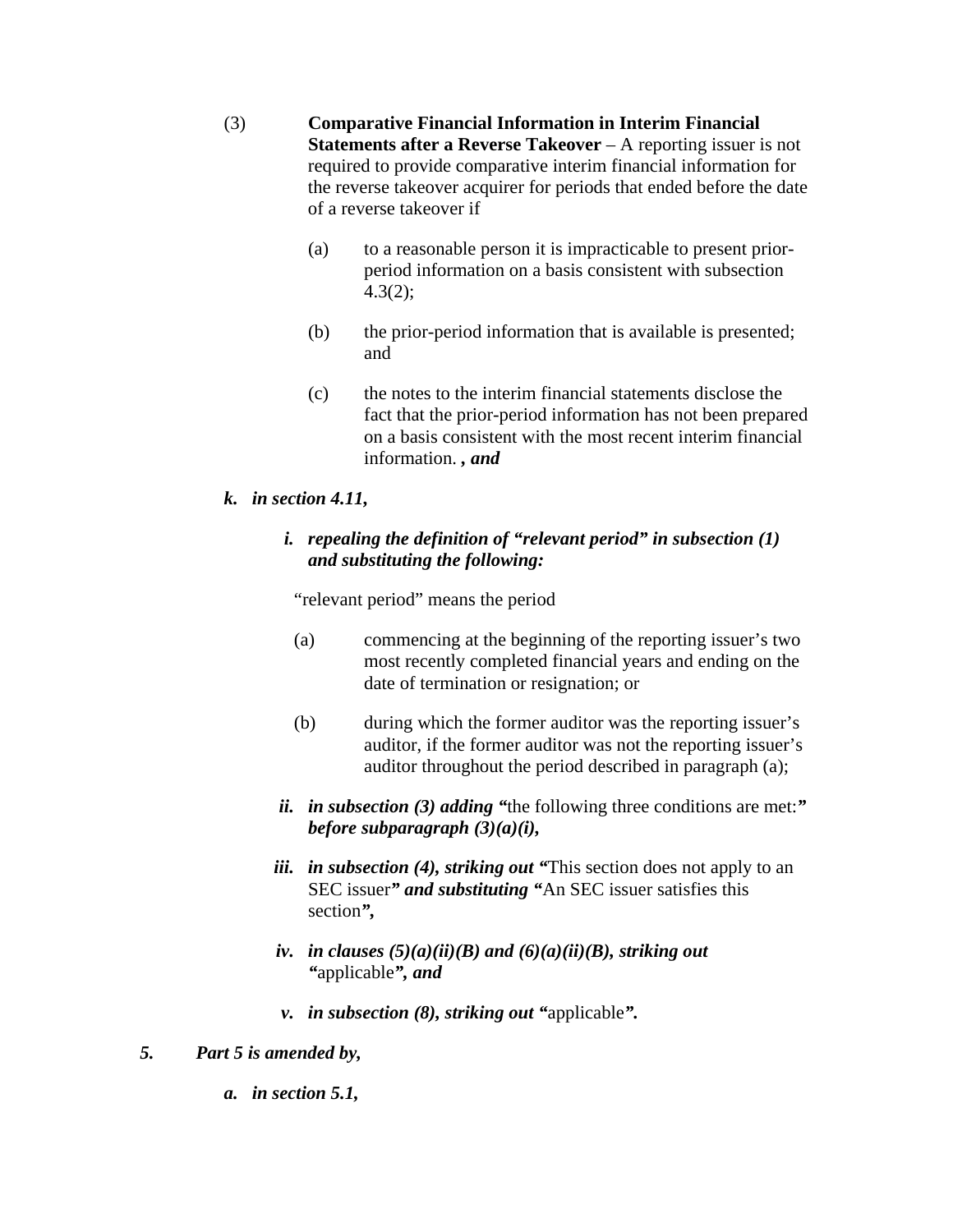(3) **Comparative Financial Information in Interim Financial Statements after a Reverse Takeover** – A reporting issuer is not required to provide comparative interim financial information for the reverse takeover acquirer for periods that ended before the date of a reverse takeover if

(a) to a reasonable person it is impracticable to present prior-period information on a basis consistent with subsection 4.3(2);

(b) the prior-period information that is available is presented; and

(c) the notes to the interim financial statements disclose the fact that the prior-period information has not been prepared on a basis consistent with the most recent interim financial information. ***, and***

***k. in section 4.11,***

***i. repealing the definition of "relevant period" in subsection (1) and substituting the following:***

"relevant period" means the period

(a) commencing at the beginning of the reporting issuer's two most recently completed financial years and ending on the date of termination or resignation; or

(b) during which the former auditor was the reporting issuer's auditor, if the former auditor was not the reporting issuer's auditor throughout the period described in paragraph (a);

***ii. in subsection (3) adding "***the following three conditions are met:***" before subparagraph (3)(a)(i),***

***iii. in subsection (4), striking out "***This section does not apply to an SEC issuer***" and substituting "***An SEC issuer satisfies this section***",***

***iv. in clauses (5)(a)(ii)(B) and (6)(a)(ii)(B), striking out "***applicable***", and***

***v. in subsection (8), striking out "***applicable***".***

***5. Part 5 is amended by,***

***a. in section 5.1,***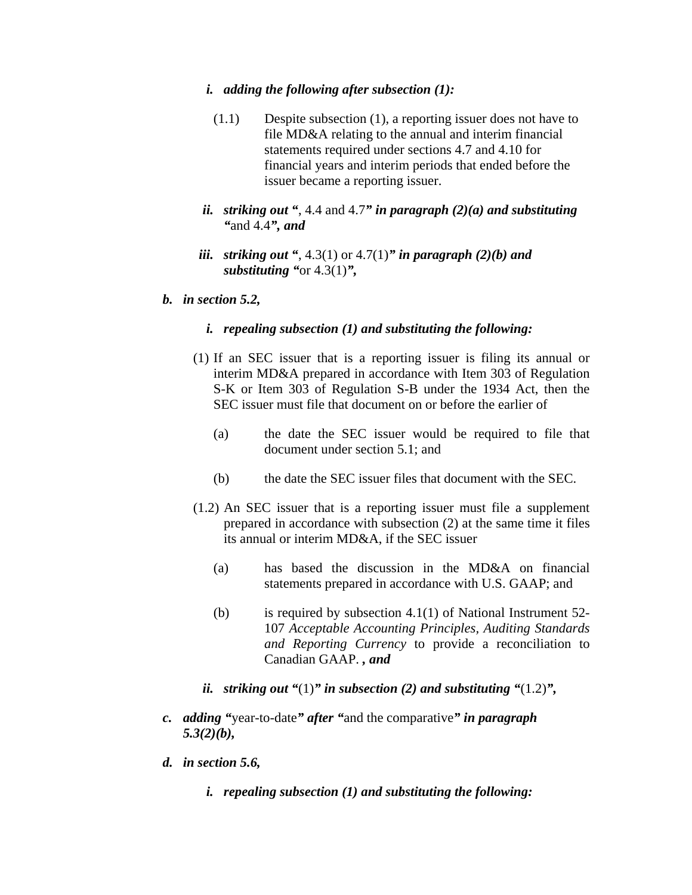*i. adding the following after subsection (1):*

(1.1) Despite subsection (1), a reporting issuer does not have to file MD&A relating to the annual and interim financial statements required under sections 4.7 and 4.10 for financial years and interim periods that ended before the issuer became a reporting issuer.

*ii. striking out "*, 4.4 and 4.7*" in paragraph (2)(a) and substituting "*and 4.4*", and*

*iii. striking out "*, 4.3(1) or 4.7(1)*" in paragraph (2)(b) and substituting "*or 4.3(1)*",*

*b. in section 5.2,*

*i. repealing subsection (1) and substituting the following:*

(1) If an SEC issuer that is a reporting issuer is filing its annual or interim MD&A prepared in accordance with Item 303 of Regulation S-K or Item 303 of Regulation S-B under the 1934 Act, then the SEC issuer must file that document on or before the earlier of

(a) the date the SEC issuer would be required to file that document under section 5.1; and

(b) the date the SEC issuer files that document with the SEC.

(1.2) An SEC issuer that is a reporting issuer must file a supplement prepared in accordance with subsection (2) at the same time it files its annual or interim MD&A, if the SEC issuer

(a) has based the discussion in the MD&A on financial statements prepared in accordance with U.S. GAAP; and

(b) is required by subsection 4.1(1) of National Instrument 52-107 *Acceptable Accounting Principles, Auditing Standards and Reporting Currency* to provide a reconciliation to Canadian GAAP. *, and*

*ii. striking out "*(1)*" in subsection (2) and substituting "*(1.2)*",*

*c. adding "*year-to-date*" after "*and the comparative*" in paragraph 5.3(2)(b),*

*d. in section 5.6,*

*i. repealing subsection (1) and substituting the following:*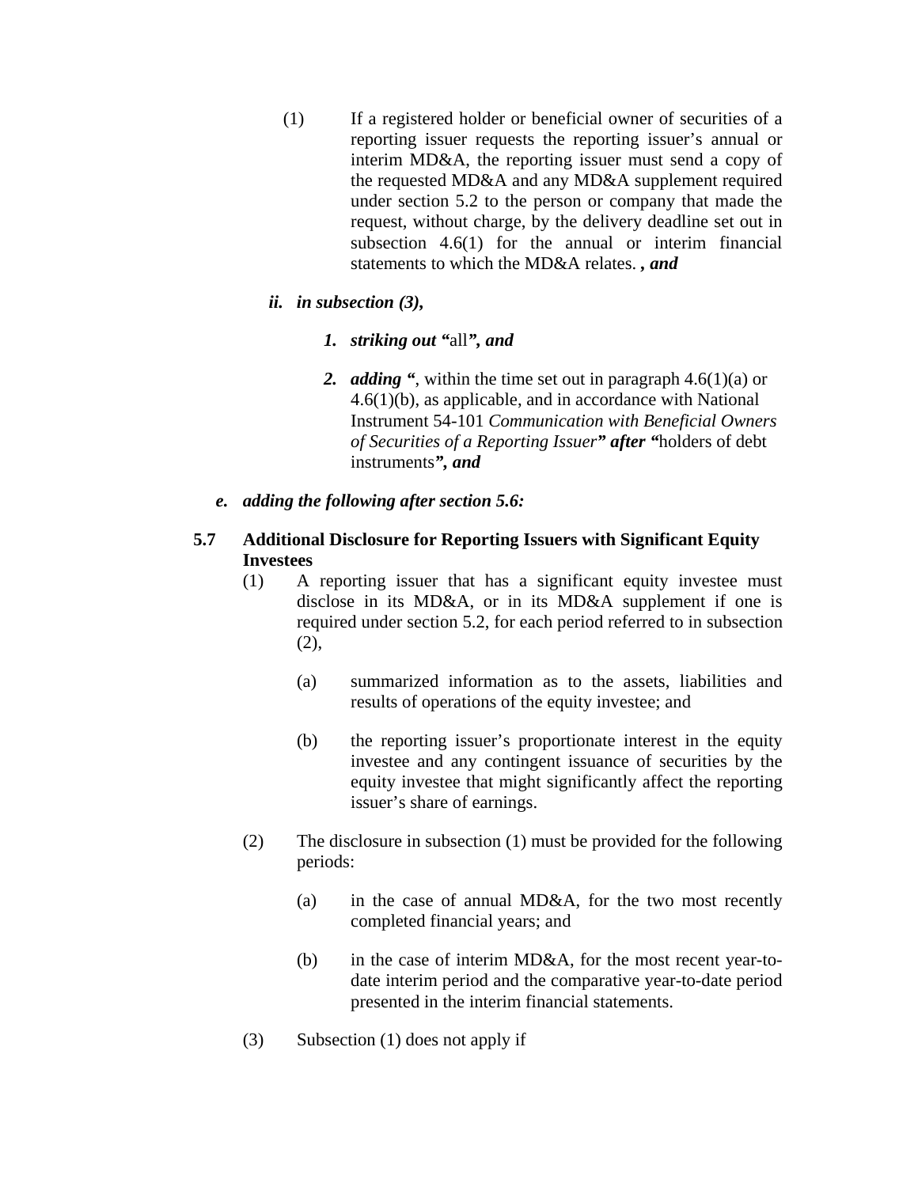(1) If a registered holder or beneficial owner of securities of a reporting issuer requests the reporting issuer's annual or interim MD&A, the reporting issuer must send a copy of the requested MD&A and any MD&A supplement required under section 5.2 to the person or company that made the request, without charge, by the delivery deadline set out in subsection 4.6(1) for the annual or interim financial statements to which the MD&A relates. ***, and***

***ii. in subsection (3),***

***1. striking out "***all***", and***

***2. adding "***, within the time set out in paragraph 4.6(1)(a) or 4.6(1)(b), as applicable, and in accordance with National Instrument 54-101 *Communication with Beneficial Owners of Securities of a Reporting Issuer****" after "***holders of debt instruments***", and***

***e. adding the following after section 5.6:***

**5.7 Additional Disclosure for Reporting Issuers with Significant Equity Investees**

(1) A reporting issuer that has a significant equity investee must disclose in its MD&A, or in its MD&A supplement if one is required under section 5.2, for each period referred to in subsection (2),

(a) summarized information as to the assets, liabilities and results of operations of the equity investee; and

(b) the reporting issuer's proportionate interest in the equity investee and any contingent issuance of securities by the equity investee that might significantly affect the reporting issuer's share of earnings.

(2) The disclosure in subsection (1) must be provided for the following periods:

(a) in the case of annual MD&A, for the two most recently completed financial years; and

(b) in the case of interim MD&A, for the most recent year-to-date interim period and the comparative year-to-date period presented in the interim financial statements.

(3) Subsection (1) does not apply if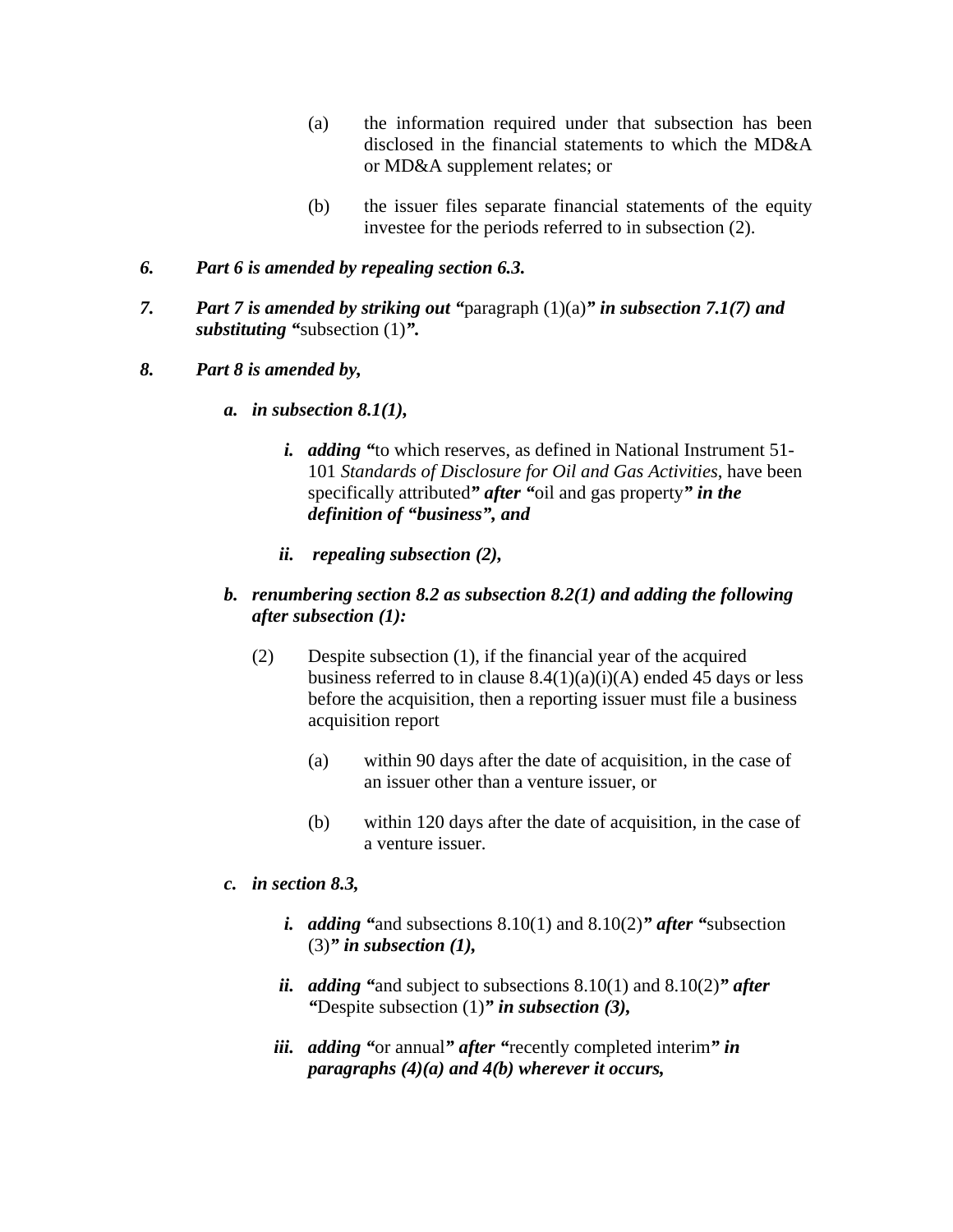(a) the information required under that subsection has been disclosed in the financial statements to which the MD&A or MD&A supplement relates; or

(b) the issuer files separate financial statements of the equity investee for the periods referred to in subsection (2).

***6. Part 6 is amended by repealing section 6.3.***

***7. Part 7 is amended by striking out "**paragraph (1)(a)**" in subsection 7.1(7) and substituting "**subsection (1)**".***

***8. Part 8 is amended by,***

***a. in subsection 8.1(1),***

***i. adding "**to which reserves, as defined in National Instrument 51-101 *Standards of Disclosure for Oil and Gas Activities*, have been specifically attributed**" after "**oil and gas property**" in the definition of "business", and***

***ii. repealing subsection (2),***

***b. renumbering section 8.2 as subsection 8.2(1) and adding the following after subsection (1):***

(2) Despite subsection (1), if the financial year of the acquired business referred to in clause 8.4(1)(a)(i)(A) ended 45 days or less before the acquisition, then a reporting issuer must file a business acquisition report

(a) within 90 days after the date of acquisition, in the case of an issuer other than a venture issuer, or

(b) within 120 days after the date of acquisition, in the case of a venture issuer.

***c. in section 8.3,***

***i. adding "**and subsections 8.10(1) and 8.10(2)**" after "**subsection (3)**" in subsection (1),***

***ii. adding "**and subject to subsections 8.10(1) and 8.10(2)**" after "**Despite subsection (1)**" in subsection (3),***

***iii. adding "**or annual**" after "**recently completed interim**" in paragraphs (4)(a) and 4(b) wherever it occurs,***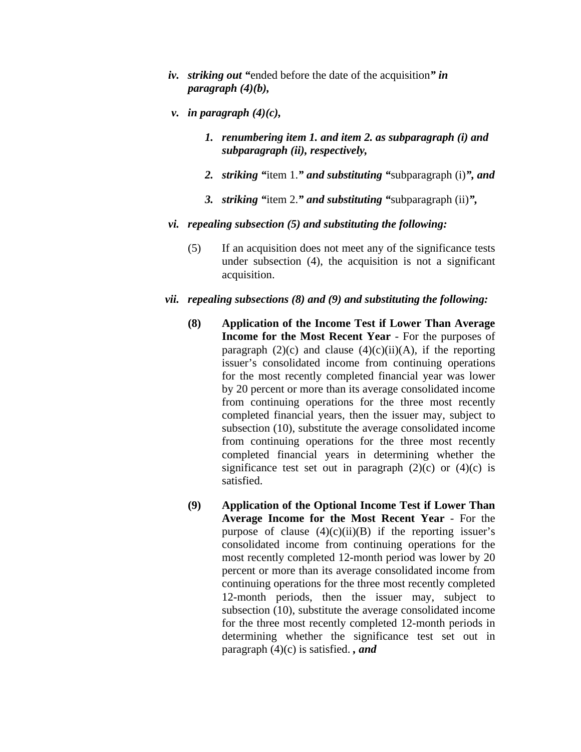iv. ***striking out*** "ended before the date of the acquisition" ***in paragraph (4)(b),***

v. ***in paragraph (4)(c),***

   1. ***renumbering item 1. and item 2. as subparagraph (i) and subparagraph (ii), respectively,***

   2. ***striking*** "item 1." ***and substituting*** "subparagraph (i)"***, and***

   3. ***striking*** "item 2." ***and substituting*** "subparagraph (ii)"***,***

vi. ***repealing subsection (5) and substituting the following:***

   (5) If an acquisition does not meet any of the significance tests under subsection (4), the acquisition is not a significant acquisition.

vii. ***repealing subsections (8) and (9) and substituting the following:***

   **(8) Application of the Income Test if Lower Than Average Income for the Most Recent Year** - For the purposes of paragraph (2)(c) and clause (4)(c)(ii)(A), if the reporting issuer's consolidated income from continuing operations for the most recently completed financial year was lower by 20 percent or more than its average consolidated income from continuing operations for the three most recently completed financial years, then the issuer may, subject to subsection (10), substitute the average consolidated income from continuing operations for the three most recently completed financial years in determining whether the significance test set out in paragraph (2)(c) or (4)(c) is satisfied.

   **(9) Application of the Optional Income Test if Lower Than Average Income for the Most Recent Year** - For the purpose of clause (4)(c)(ii)(B) if the reporting issuer's consolidated income from continuing operations for the most recently completed 12-month period was lower by 20 percent or more than its average consolidated income from continuing operations for the three most recently completed 12-month periods, then the issuer may, subject to subsection (10), substitute the average consolidated income for the three most recently completed 12-month periods in determining whether the significance test set out in paragraph (4)(c) is satisfied. ***, and***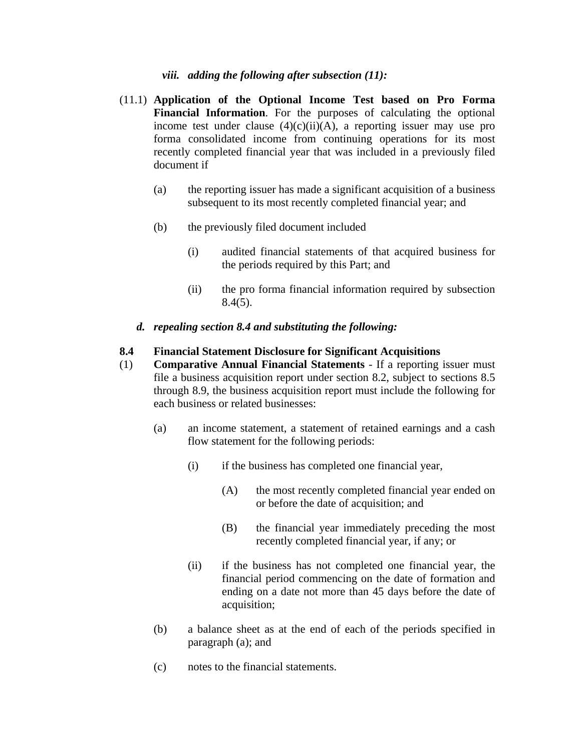*viii. adding the following after subsection (11):*

(11.1) **Application of the Optional Income Test based on Pro Forma Financial Information**. For the purposes of calculating the optional income test under clause (4)(c)(ii)(A), a reporting issuer may use pro forma consolidated income from continuing operations for its most recently completed financial year that was included in a previously filed document if

(a) the reporting issuer has made a significant acquisition of a business subsequent to its most recently completed financial year; and

(b) the previously filed document included

(i) audited financial statements of that acquired business for the periods required by this Part; and

(ii) the pro forma financial information required by subsection 8.4(5).

***d. repealing section 8.4 and substituting the following:***

**8.4 Financial Statement Disclosure for Significant Acquisitions**

(1) **Comparative Annual Financial Statements** - If a reporting issuer must file a business acquisition report under section 8.2, subject to sections 8.5 through 8.9, the business acquisition report must include the following for each business or related businesses:

(a) an income statement, a statement of retained earnings and a cash flow statement for the following periods:

(i) if the business has completed one financial year,

(A) the most recently completed financial year ended on or before the date of acquisition; and

(B) the financial year immediately preceding the most recently completed financial year, if any; or

(ii) if the business has not completed one financial year, the financial period commencing on the date of formation and ending on a date not more than 45 days before the date of acquisition;

(b) a balance sheet as at the end of each of the periods specified in paragraph (a); and

(c) notes to the financial statements.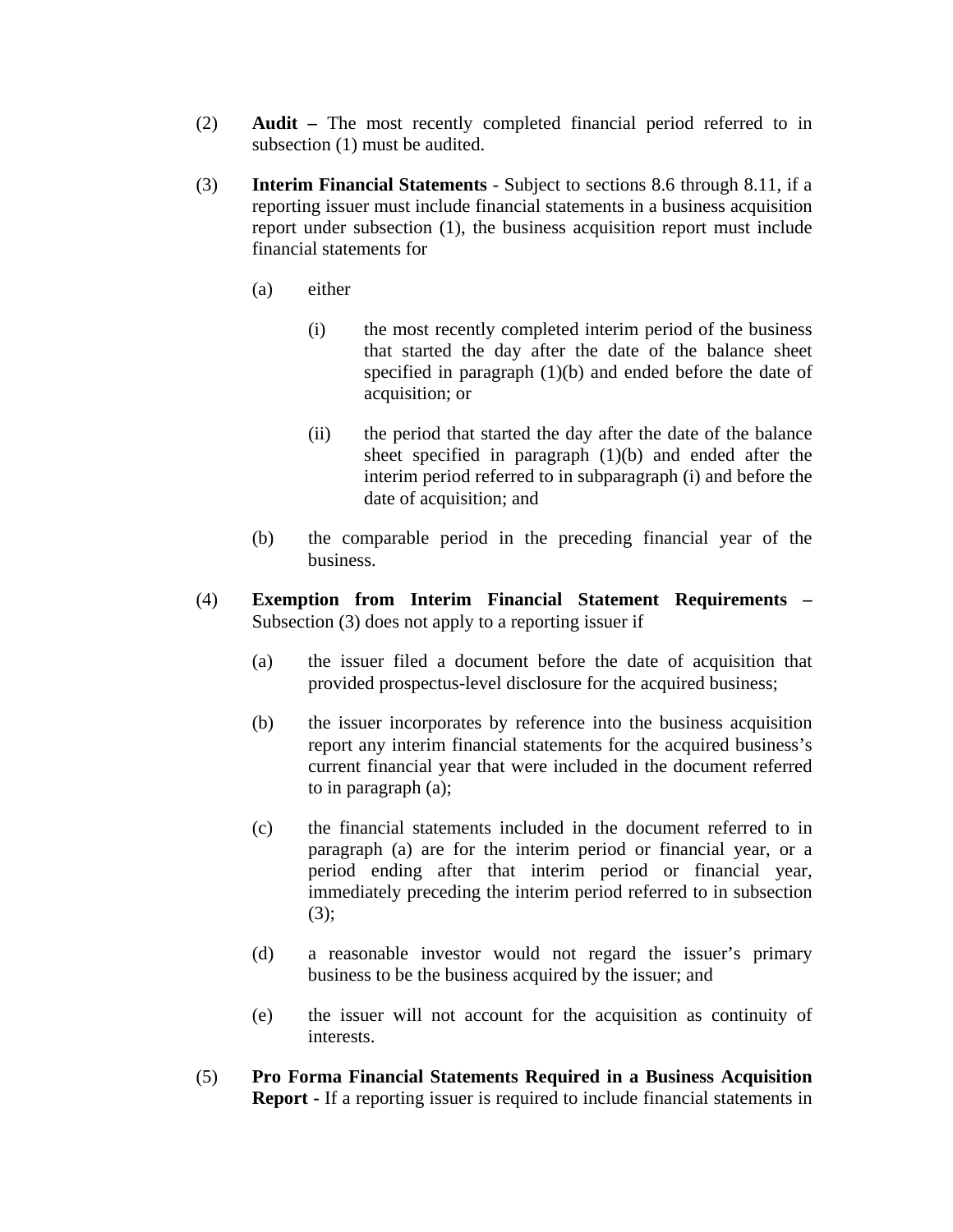(2) **Audit –** The most recently completed financial period referred to in subsection (1) must be audited.

(3) **Interim Financial Statements** - Subject to sections 8.6 through 8.11, if a reporting issuer must include financial statements in a business acquisition report under subsection (1), the business acquisition report must include financial statements for

(a) either

(i) the most recently completed interim period of the business that started the day after the date of the balance sheet specified in paragraph (1)(b) and ended before the date of acquisition; or

(ii) the period that started the day after the date of the balance sheet specified in paragraph (1)(b) and ended after the interim period referred to in subparagraph (i) and before the date of acquisition; and

(b) the comparable period in the preceding financial year of the business.

(4) **Exemption from Interim Financial Statement Requirements –** Subsection (3) does not apply to a reporting issuer if

(a) the issuer filed a document before the date of acquisition that provided prospectus-level disclosure for the acquired business;

(b) the issuer incorporates by reference into the business acquisition report any interim financial statements for the acquired business's current financial year that were included in the document referred to in paragraph (a);

(c) the financial statements included in the document referred to in paragraph (a) are for the interim period or financial year, or a period ending after that interim period or financial year, immediately preceding the interim period referred to in subsection (3);

(d) a reasonable investor would not regard the issuer's primary business to be the business acquired by the issuer; and

(e) the issuer will not account for the acquisition as continuity of interests.

(5) **Pro Forma Financial Statements Required in a Business Acquisition Report -** If a reporting issuer is required to include financial statements in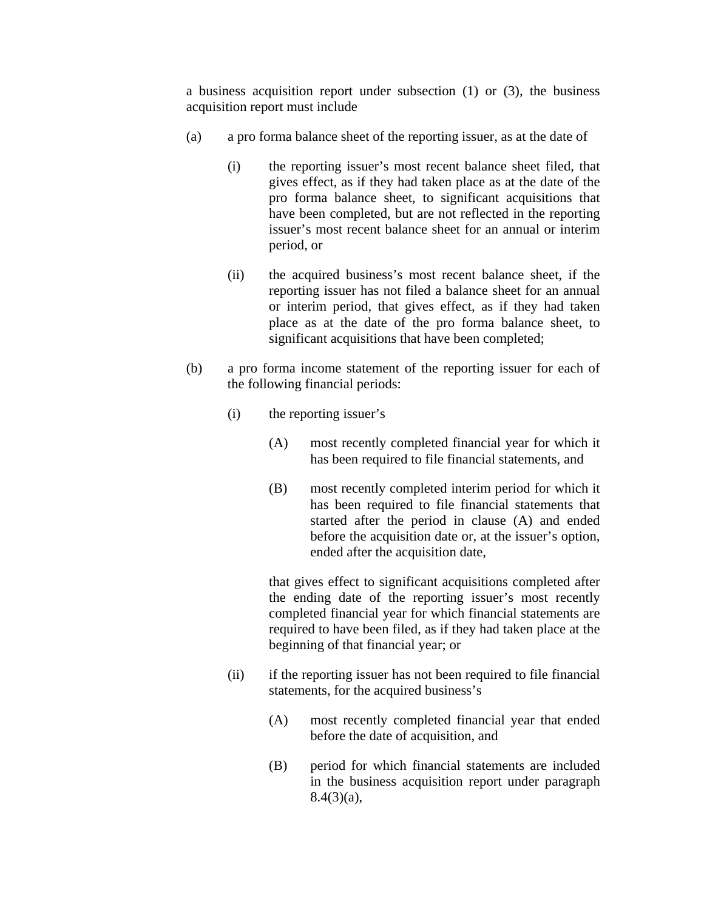a business acquisition report under subsection (1) or (3), the business acquisition report must include

(a) a pro forma balance sheet of the reporting issuer, as at the date of

  (i) the reporting issuer's most recent balance sheet filed, that gives effect, as if they had taken place as at the date of the pro forma balance sheet, to significant acquisitions that have been completed, but are not reflected in the reporting issuer's most recent balance sheet for an annual or interim period, or

  (ii) the acquired business's most recent balance sheet, if the reporting issuer has not filed a balance sheet for an annual or interim period, that gives effect, as if they had taken place as at the date of the pro forma balance sheet, to significant acquisitions that have been completed;

(b) a pro forma income statement of the reporting issuer for each of the following financial periods:

  (i) the reporting issuer's

    (A) most recently completed financial year for which it has been required to file financial statements, and

    (B) most recently completed interim period for which it has been required to file financial statements that started after the period in clause (A) and ended before the acquisition date or, at the issuer's option, ended after the acquisition date,

  that gives effect to significant acquisitions completed after the ending date of the reporting issuer's most recently completed financial year for which financial statements are required to have been filed, as if they had taken place at the beginning of that financial year; or

  (ii) if the reporting issuer has not been required to file financial statements, for the acquired business's

    (A) most recently completed financial year that ended before the date of acquisition, and

    (B) period for which financial statements are included in the business acquisition report under paragraph 8.4(3)(a),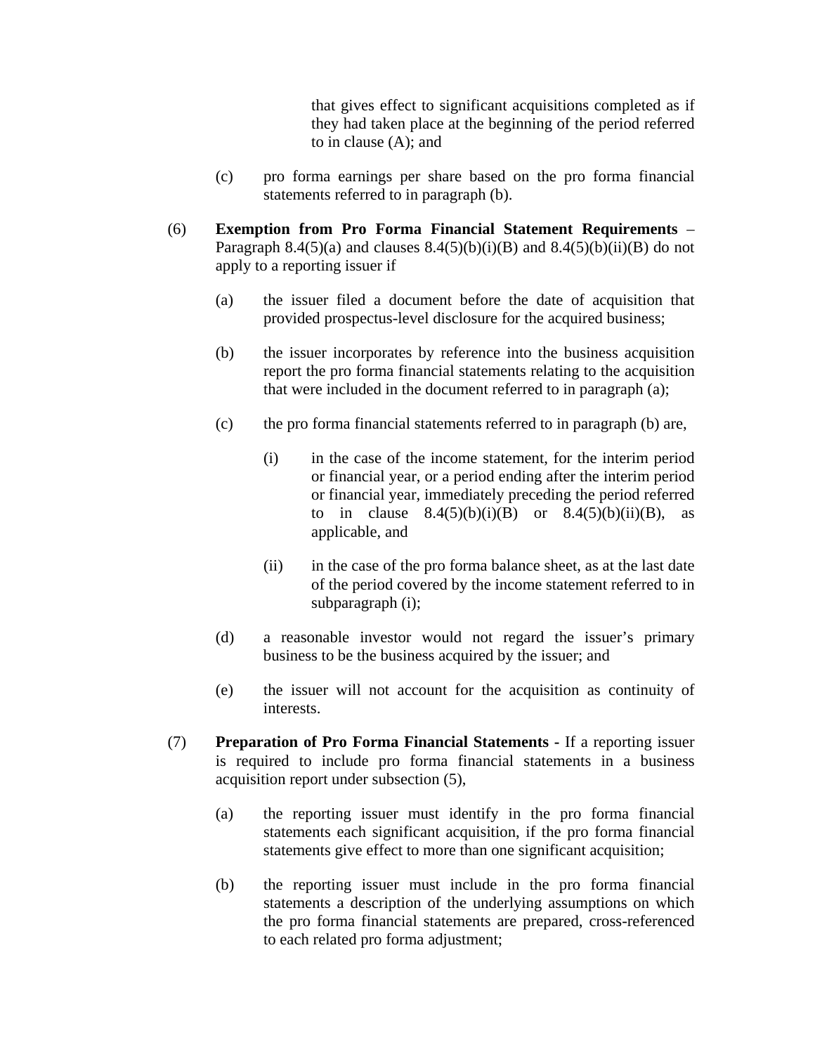that gives effect to significant acquisitions completed as if they had taken place at the beginning of the period referred to in clause (A); and

(c) pro forma earnings per share based on the pro forma financial statements referred to in paragraph (b).

(6) **Exemption from Pro Forma Financial Statement Requirements** – Paragraph 8.4(5)(a) and clauses 8.4(5)(b)(i)(B) and 8.4(5)(b)(ii)(B) do not apply to a reporting issuer if

(a) the issuer filed a document before the date of acquisition that provided prospectus-level disclosure for the acquired business;

(b) the issuer incorporates by reference into the business acquisition report the pro forma financial statements relating to the acquisition that were included in the document referred to in paragraph (a);

(c) the pro forma financial statements referred to in paragraph (b) are,

(i) in the case of the income statement, for the interim period or financial year, or a period ending after the interim period or financial year, immediately preceding the period referred to in clause 8.4(5)(b)(i)(B) or 8.4(5)(b)(ii)(B), as applicable, and

(ii) in the case of the pro forma balance sheet, as at the last date of the period covered by the income statement referred to in subparagraph (i);

(d) a reasonable investor would not regard the issuer's primary business to be the business acquired by the issuer; and

(e) the issuer will not account for the acquisition as continuity of interests.

(7) **Preparation of Pro Forma Financial Statements -** If a reporting issuer is required to include pro forma financial statements in a business acquisition report under subsection (5),

(a) the reporting issuer must identify in the pro forma financial statements each significant acquisition, if the pro forma financial statements give effect to more than one significant acquisition;

(b) the reporting issuer must include in the pro forma financial statements a description of the underlying assumptions on which the pro forma financial statements are prepared, cross-referenced to each related pro forma adjustment;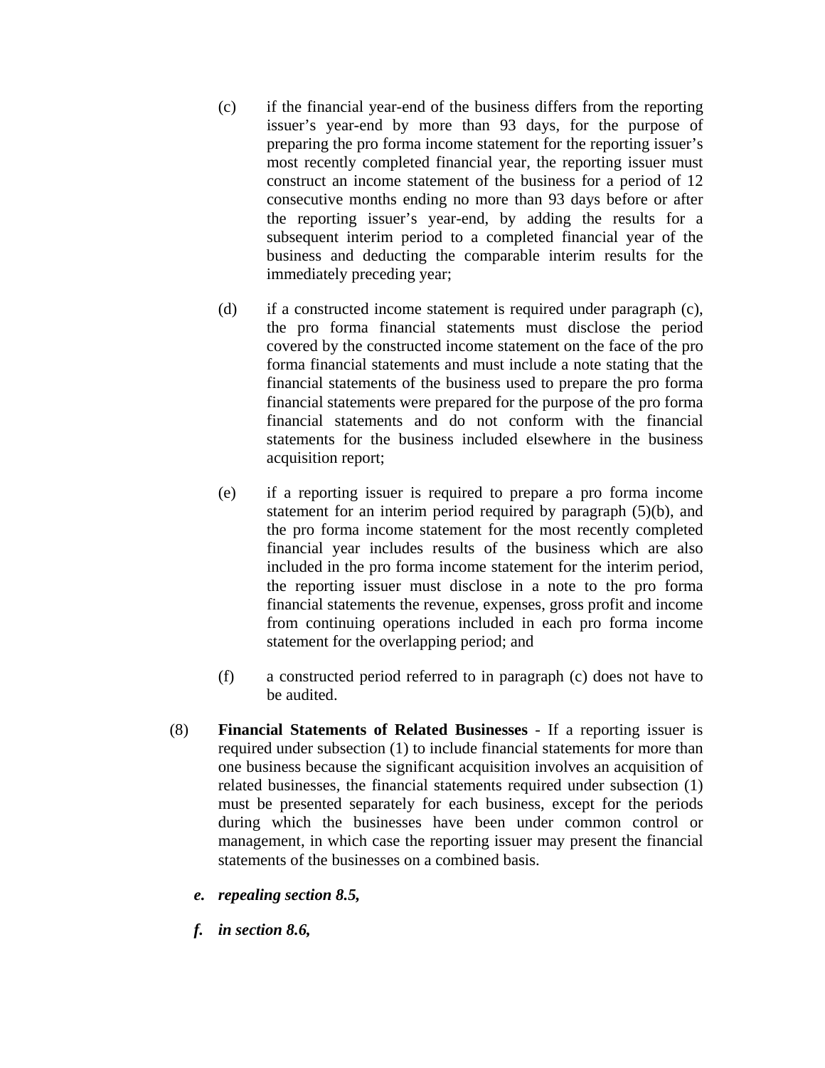(c) if the financial year-end of the business differs from the reporting issuer's year-end by more than 93 days, for the purpose of preparing the pro forma income statement for the reporting issuer's most recently completed financial year, the reporting issuer must construct an income statement of the business for a period of 12 consecutive months ending no more than 93 days before or after the reporting issuer's year-end, by adding the results for a subsequent interim period to a completed financial year of the business and deducting the comparable interim results for the immediately preceding year;

(d) if a constructed income statement is required under paragraph (c), the pro forma financial statements must disclose the period covered by the constructed income statement on the face of the pro forma financial statements and must include a note stating that the financial statements of the business used to prepare the pro forma financial statements were prepared for the purpose of the pro forma financial statements and do not conform with the financial statements for the business included elsewhere in the business acquisition report;

(e) if a reporting issuer is required to prepare a pro forma income statement for an interim period required by paragraph (5)(b), and the pro forma income statement for the most recently completed financial year includes results of the business which are also included in the pro forma income statement for the interim period, the reporting issuer must disclose in a note to the pro forma financial statements the revenue, expenses, gross profit and income from continuing operations included in each pro forma income statement for the overlapping period; and

(f) a constructed period referred to in paragraph (c) does not have to be audited.

(8) **Financial Statements of Related Businesses** - If a reporting issuer is required under subsection (1) to include financial statements for more than one business because the significant acquisition involves an acquisition of related businesses, the financial statements required under subsection (1) must be presented separately for each business, except for the periods during which the businesses have been under common control or management, in which case the reporting issuer may present the financial statements of the businesses on a combined basis.

***e. repealing section 8.5,***

***f. in section 8.6,***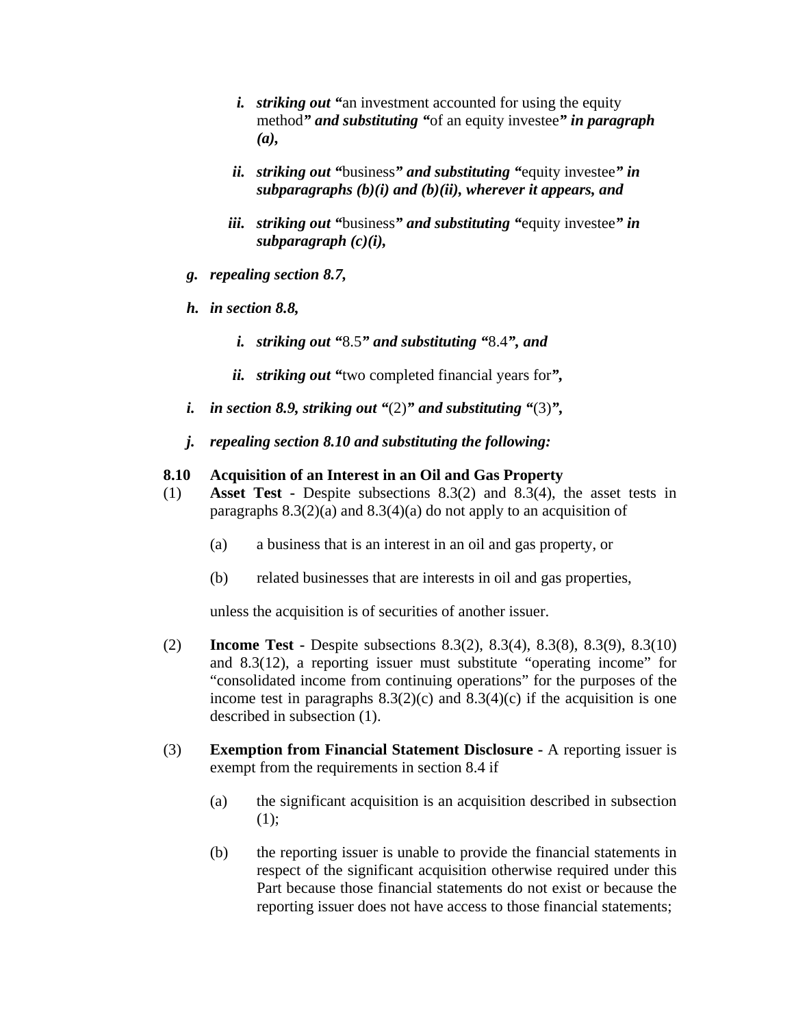i. ***striking out "***an investment accounted for using the equity method***" and substituting "***of an equity investee***" in paragraph (a),***

   ii. ***striking out "***business***" and substituting "***equity investee***" in subparagraphs (b)(i) and (b)(ii), wherever it appears, and***

   iii. ***striking out "***business***" and substituting "***equity investee***" in subparagraph (c)(i),***

g. ***repealing section 8.7,***

h. ***in section 8.8,***

   i. ***striking out "***8.5***" and substituting "***8.4***", and***

   ii. ***striking out "***two completed financial years for***",***

i. ***in section 8.9, striking out "***(2)***" and substituting "***(3)***",***

j. ***repealing section 8.10 and substituting the following:***

**8.10 Acquisition of an Interest in an Oil and Gas Property**

(1) **Asset Test -** Despite subsections 8.3(2) and 8.3(4), the asset tests in paragraphs 8.3(2)(a) and 8.3(4)(a) do not apply to an acquisition of

(a) a business that is an interest in an oil and gas property, or

(b) related businesses that are interests in oil and gas properties,

unless the acquisition is of securities of another issuer.

(2) **Income Test -** Despite subsections 8.3(2), 8.3(4), 8.3(8), 8.3(9), 8.3(10) and 8.3(12), a reporting issuer must substitute "operating income" for "consolidated income from continuing operations" for the purposes of the income test in paragraphs 8.3(2)(c) and 8.3(4)(c) if the acquisition is one described in subsection (1).

(3) **Exemption from Financial Statement Disclosure -** A reporting issuer is exempt from the requirements in section 8.4 if

(a) the significant acquisition is an acquisition described in subsection (1);

(b) the reporting issuer is unable to provide the financial statements in respect of the significant acquisition otherwise required under this Part because those financial statements do not exist or because the reporting issuer does not have access to those financial statements;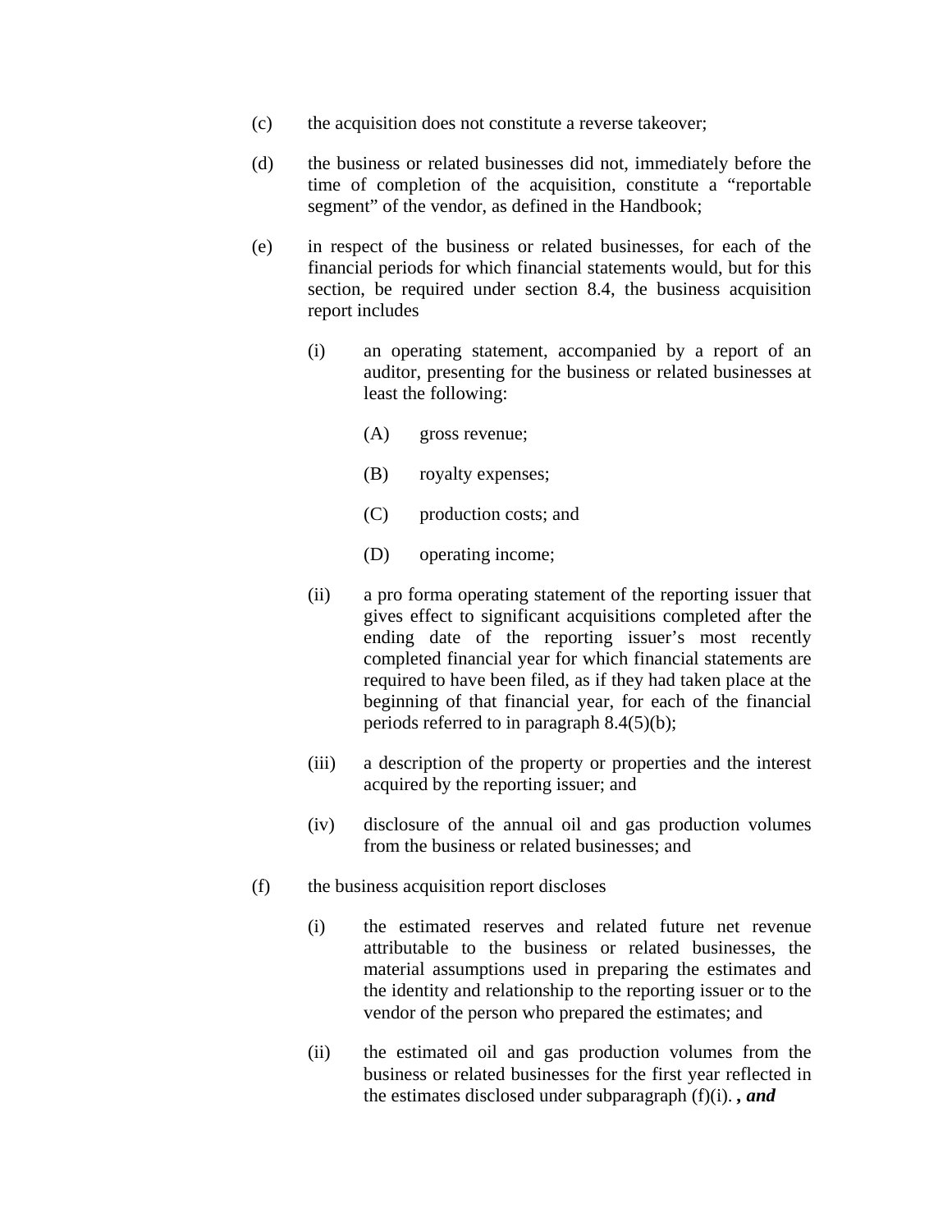(c) the acquisition does not constitute a reverse takeover;

(d) the business or related businesses did not, immediately before the time of completion of the acquisition, constitute a "reportable segment" of the vendor, as defined in the Handbook;

(e) in respect of the business or related businesses, for each of the financial periods for which financial statements would, but for this section, be required under section 8.4, the business acquisition report includes

  (i) an operating statement, accompanied by a report of an auditor, presenting for the business or related businesses at least the following:

    (A) gross revenue;

    (B) royalty expenses;

    (C) production costs; and

    (D) operating income;

  (ii) a pro forma operating statement of the reporting issuer that gives effect to significant acquisitions completed after the ending date of the reporting issuer's most recently completed financial year for which financial statements are required to have been filed, as if they had taken place at the beginning of that financial year, for each of the financial periods referred to in paragraph 8.4(5)(b);

  (iii) a description of the property or properties and the interest acquired by the reporting issuer; and

  (iv) disclosure of the annual oil and gas production volumes from the business or related businesses; and

(f) the business acquisition report discloses

  (i) the estimated reserves and related future net revenue attributable to the business or related businesses, the material assumptions used in preparing the estimates and the identity and relationship to the reporting issuer or to the vendor of the person who prepared the estimates; and

  (ii) the estimated oil and gas production volumes from the business or related businesses for the first year reflected in the estimates disclosed under subparagraph (f)(i). ***, and***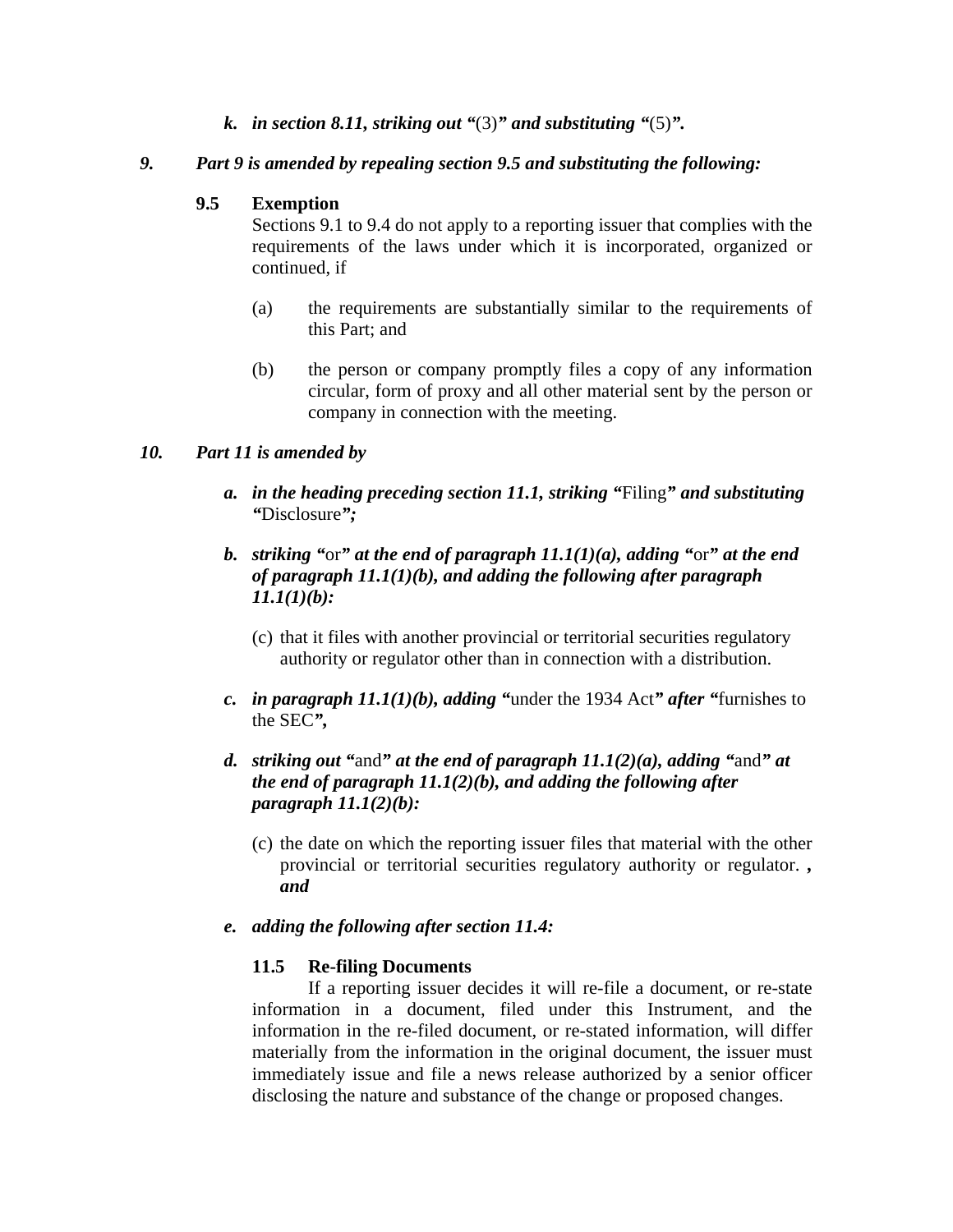k. ***in section 8.11, striking out "***(3)***" and substituting "***(5)***".***

*9.* ***Part 9 is amended by repealing section 9.5 and substituting the following:***

**9.5 Exemption**

Sections 9.1 to 9.4 do not apply to a reporting issuer that complies with the requirements of the laws under which it is incorporated, organized or continued, if

(a) the requirements are substantially similar to the requirements of this Part; and

(b) the person or company promptly files a copy of any information circular, form of proxy and all other material sent by the person or company in connection with the meeting.

*10.* ***Part 11 is amended by***

a. ***in the heading preceding section 11.1, striking "***Filing***" and substituting "***Disclosure***";***

b. ***striking "***or***" at the end of paragraph 11.1(1)(a), adding "***or***" at the end of paragraph 11.1(1)(b), and adding the following after paragraph 11.1(1)(b):***

(c) that it files with another provincial or territorial securities regulatory authority or regulator other than in connection with a distribution.

c. ***in paragraph 11.1(1)(b), adding "***under the 1934 Act***" after "***furnishes to the SEC***",***

d. ***striking out "***and***" at the end of paragraph 11.1(2)(a), adding "***and***" at the end of paragraph 11.1(2)(b), and adding the following after paragraph 11.1(2)(b):***

(c) the date on which the reporting issuer files that material with the other provincial or territorial securities regulatory authority or regulator. ***, and***

e. ***adding the following after section 11.4:***

**11.5 Re-filing Documents**

If a reporting issuer decides it will re-file a document, or re-state information in a document, filed under this Instrument, and the information in the re-filed document, or re-stated information, will differ materially from the information in the original document, the issuer must immediately issue and file a news release authorized by a senior officer disclosing the nature and substance of the change or proposed changes.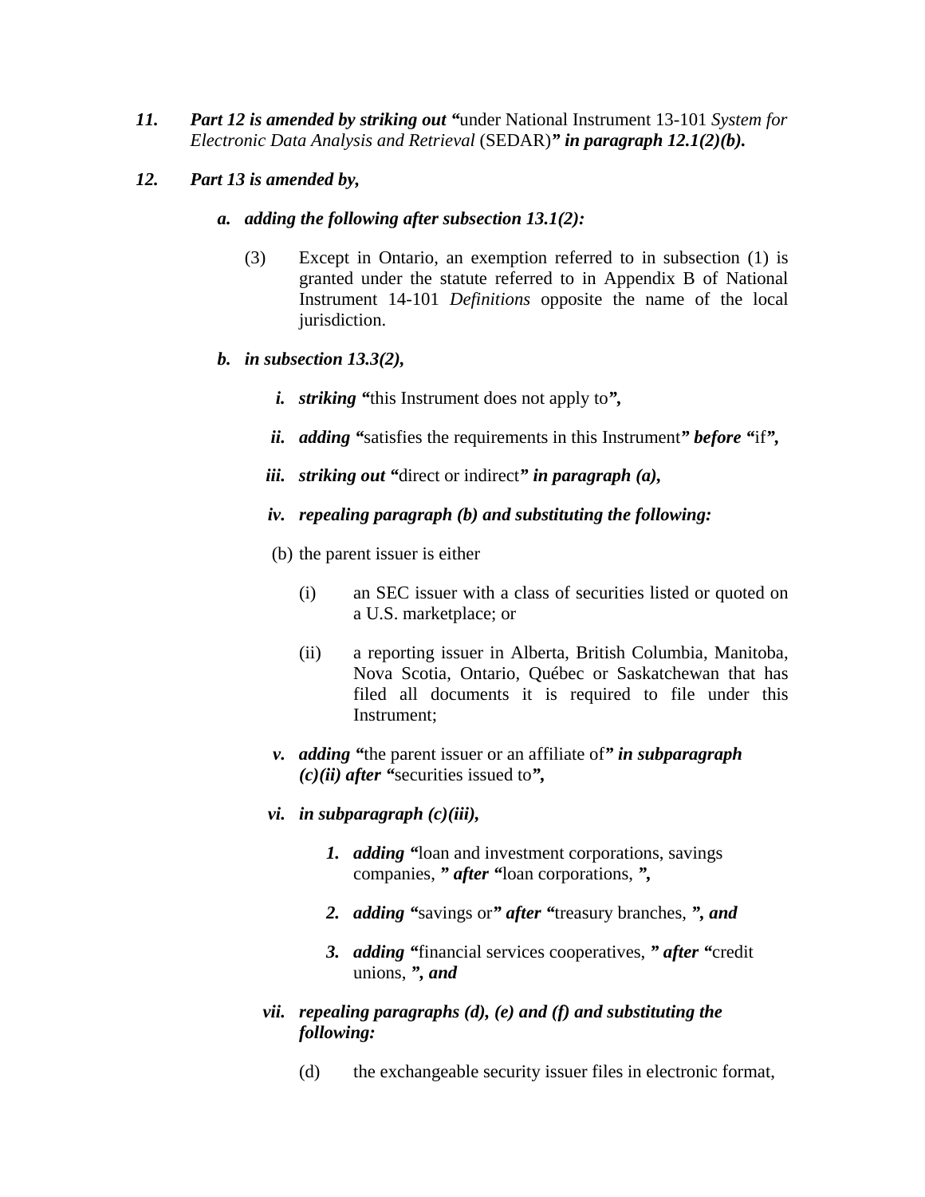***11. Part 12 is amended by striking out "**under National Instrument 13-101 *System for Electronic Data Analysis and Retrieval* (SEDAR)***" in paragraph 12.1(2)(b).***

***12. Part 13 is amended by,***

***a. adding the following after subsection 13.1(2):***

(3) Except in Ontario, an exemption referred to in subsection (1) is granted under the statute referred to in Appendix B of National Instrument 14-101 *Definitions* opposite the name of the local jurisdiction.

***b. in subsection 13.3(2),***

***i. striking "**this Instrument does not apply to***",***

***ii. adding "**satisfies the requirements in this Instrument***" before "**if***",***

***iii. striking out "**direct or indirect***" in paragraph (a),***

***iv. repealing paragraph (b) and substituting the following:***

(b) the parent issuer is either

(i) an SEC issuer with a class of securities listed or quoted on a U.S. marketplace; or

(ii) a reporting issuer in Alberta, British Columbia, Manitoba, Nova Scotia, Ontario, Québec or Saskatchewan that has filed all documents it is required to file under this Instrument;

***v. adding "**the parent issuer or an affiliate of***" in subparagraph (c)(ii) after "**securities issued to***",***

***vi. in subparagraph (c)(iii),***

***1. adding "**loan and investment corporations, savings companies, ***" after "**loan corporations, ***",***

***2. adding "**savings or***" after "**treasury branches, ***", and***

***3. adding "**financial services cooperatives, ***" after "**credit unions, ***", and***

***vii. repealing paragraphs (d), (e) and (f) and substituting the following:***

(d) the exchangeable security issuer files in electronic format,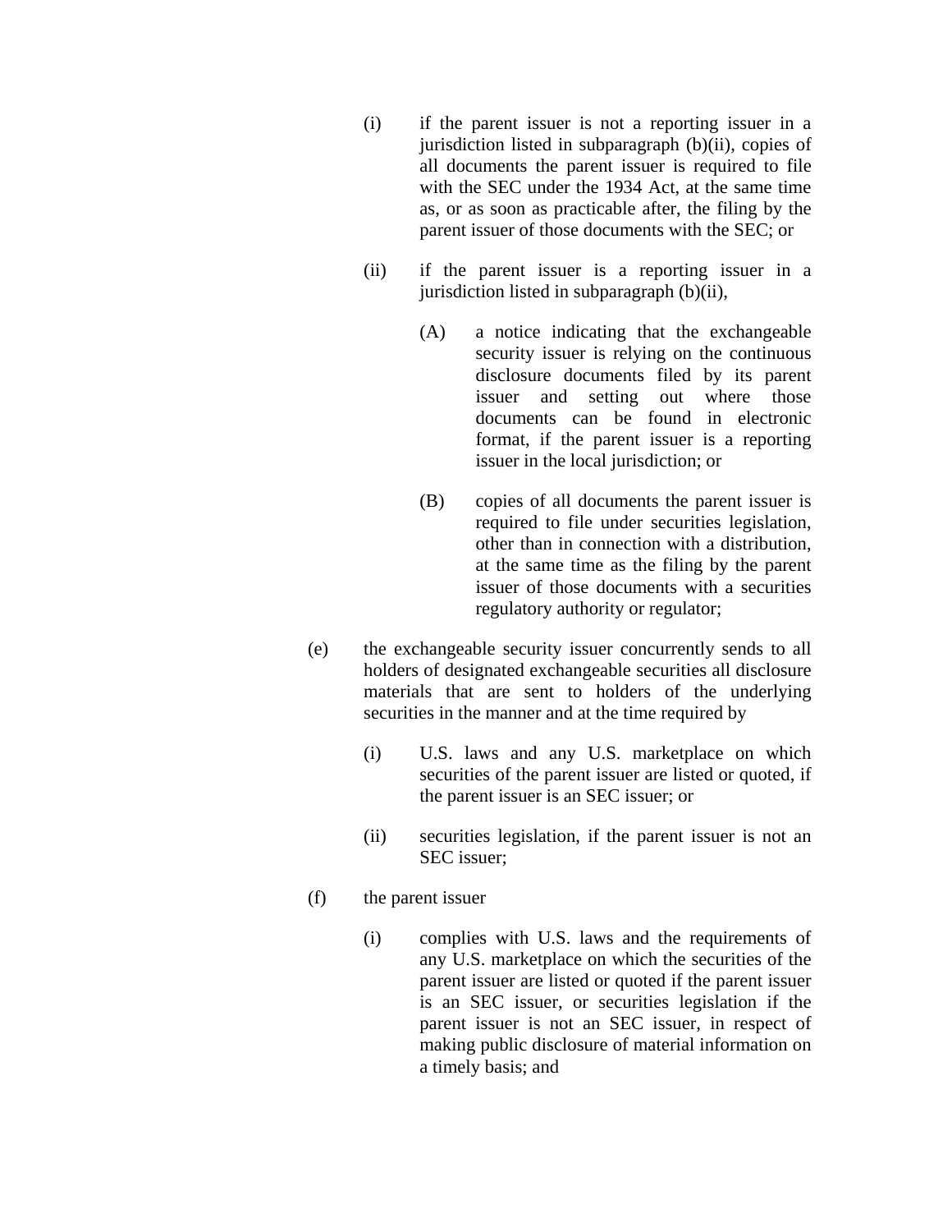(i) if the parent issuer is not a reporting issuer in a jurisdiction listed in subparagraph (b)(ii), copies of all documents the parent issuer is required to file with the SEC under the 1934 Act, at the same time as, or as soon as practicable after, the filing by the parent issuer of those documents with the SEC; or

(ii) if the parent issuer is a reporting issuer in a jurisdiction listed in subparagraph (b)(ii),

(A) a notice indicating that the exchangeable security issuer is relying on the continuous disclosure documents filed by its parent issuer and setting out where those documents can be found in electronic format, if the parent issuer is a reporting issuer in the local jurisdiction; or

(B) copies of all documents the parent issuer is required to file under securities legislation, other than in connection with a distribution, at the same time as the filing by the parent issuer of those documents with a securities regulatory authority or regulator;

(e) the exchangeable security issuer concurrently sends to all holders of designated exchangeable securities all disclosure materials that are sent to holders of the underlying securities in the manner and at the time required by

(i) U.S. laws and any U.S. marketplace on which securities of the parent issuer are listed or quoted, if the parent issuer is an SEC issuer; or

(ii) securities legislation, if the parent issuer is not an SEC issuer;

(f) the parent issuer

(i) complies with U.S. laws and the requirements of any U.S. marketplace on which the securities of the parent issuer are listed or quoted if the parent issuer is an SEC issuer, or securities legislation if the parent issuer is not an SEC issuer, in respect of making public disclosure of material information on a timely basis; and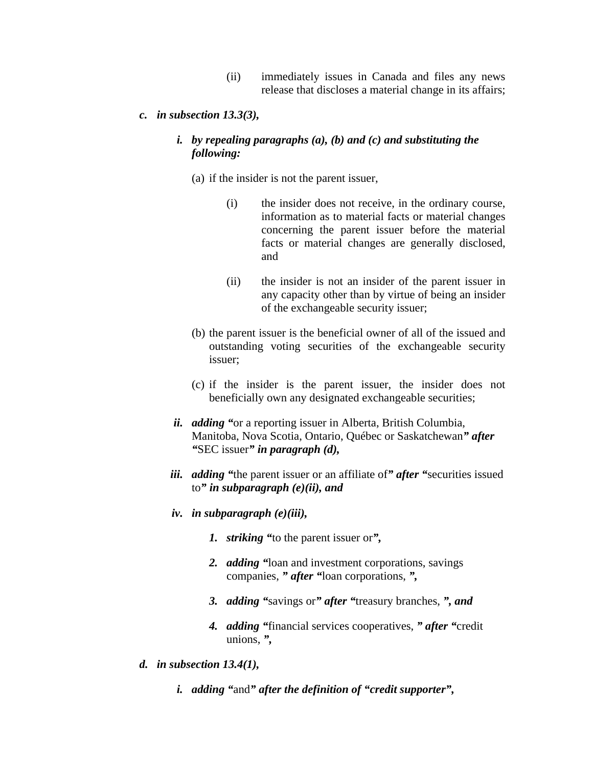(ii) immediately issues in Canada and files any news release that discloses a material change in its affairs;

***c. in subsection 13.3(3),***

***i. by repealing paragraphs (a), (b) and (c) and substituting the following:***

(a) if the insider is not the parent issuer,

(i) the insider does not receive, in the ordinary course, information as to material facts or material changes concerning the parent issuer before the material facts or material changes are generally disclosed, and

(ii) the insider is not an insider of the parent issuer in any capacity other than by virtue of being an insider of the exchangeable security issuer;

(b) the parent issuer is the beneficial owner of all of the issued and outstanding voting securities of the exchangeable security issuer;

(c) if the insider is the parent issuer, the insider does not beneficially own any designated exchangeable securities;

***ii. adding "***or a reporting issuer in Alberta, British Columbia, Manitoba, Nova Scotia, Ontario, Québec or Saskatchewan***" after "***SEC issuer***" in paragraph (d),***

***iii. adding "***the parent issuer or an affiliate of***" after "***securities issued to***" in subparagraph (e)(ii), and***

***iv. in subparagraph (e)(iii),***

***1. striking "***to the parent issuer or***",***

***2. adding "***loan and investment corporations, savings companies, ***" after "***loan corporations, ***",***

***3. adding "***savings or***" after "***treasury branches, ***", and***

***4. adding "***financial services cooperatives, ***" after "***credit unions, ***",***

***d. in subsection 13.4(1),***

***i. adding "***and***" after the definition of "credit supporter",***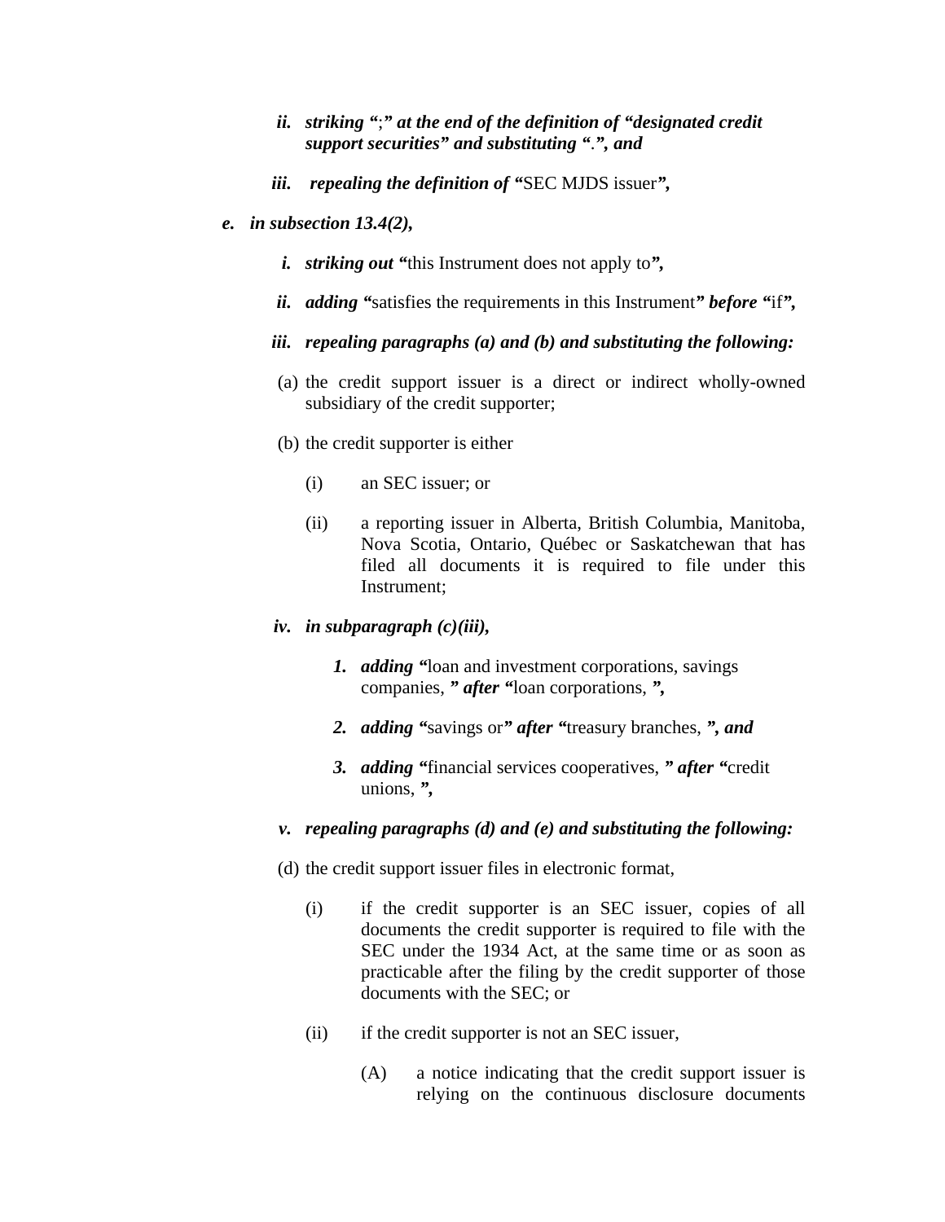ii. ***striking*** "**;**" ***at the end of the definition of "designated credit support securities" and substituting*** "**.**"***, and***

iii. ***repealing the definition of*** "SEC MJDS issuer"***,***

e. ***in subsection 13.4(2),***

i. ***striking out*** "this Instrument does not apply to"***,***

ii. ***adding*** "satisfies the requirements in this Instrument" ***before*** "if"***,***

iii. ***repealing paragraphs (a) and (b) and substituting the following:***

(a) the credit support issuer is a direct or indirect wholly-owned subsidiary of the credit supporter;

(b) the credit supporter is either

(i) an SEC issuer; or

(ii) a reporting issuer in Alberta, British Columbia, Manitoba, Nova Scotia, Ontario, Québec or Saskatchewan that has filed all documents it is required to file under this Instrument;

iv. ***in subparagraph (c)(iii),***

1. ***adding*** "loan and investment corporations, savings companies, " ***after*** "loan corporations, "***,***

2. ***adding*** "savings or" ***after*** "treasury branches, "***, and***

3. ***adding*** "financial services cooperatives, " ***after*** "credit unions, "***,***

v. ***repealing paragraphs (d) and (e) and substituting the following:***

(d) the credit support issuer files in electronic format,

(i) if the credit supporter is an SEC issuer, copies of all documents the credit supporter is required to file with the SEC under the 1934 Act, at the same time or as soon as practicable after the filing by the credit supporter of those documents with the SEC; or

(ii) if the credit supporter is not an SEC issuer,

(A) a notice indicating that the credit support issuer is relying on the continuous disclosure documents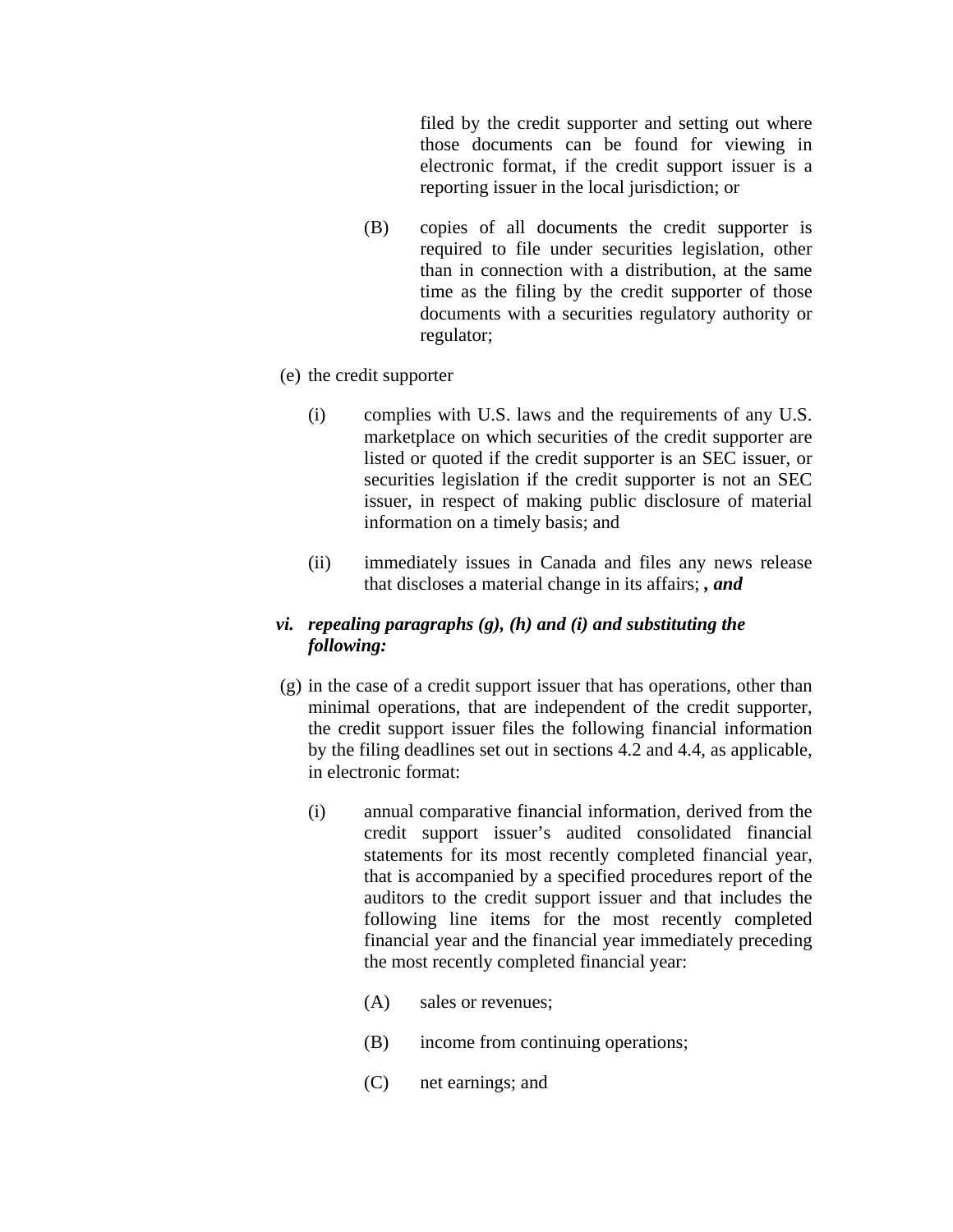filed by the credit supporter and setting out where those documents can be found for viewing in electronic format, if the credit support issuer is a reporting issuer in the local jurisdiction; or

(B) copies of all documents the credit supporter is required to file under securities legislation, other than in connection with a distribution, at the same time as the filing by the credit supporter of those documents with a securities regulatory authority or regulator;

(e) the credit supporter

(i) complies with U.S. laws and the requirements of any U.S. marketplace on which securities of the credit supporter are listed or quoted if the credit supporter is an SEC issuer, or securities legislation if the credit supporter is not an SEC issuer, in respect of making public disclosure of material information on a timely basis; and

(ii) immediately issues in Canada and files any news release that discloses a material change in its affairs; ***, and***

***vi. repealing paragraphs (g), (h) and (i) and substituting the following:***

(g) in the case of a credit support issuer that has operations, other than minimal operations, that are independent of the credit supporter, the credit support issuer files the following financial information by the filing deadlines set out in sections 4.2 and 4.4, as applicable, in electronic format:

(i) annual comparative financial information, derived from the credit support issuer's audited consolidated financial statements for its most recently completed financial year, that is accompanied by a specified procedures report of the auditors to the credit support issuer and that includes the following line items for the most recently completed financial year and the financial year immediately preceding the most recently completed financial year:

(A) sales or revenues;

(B) income from continuing operations;

(C) net earnings; and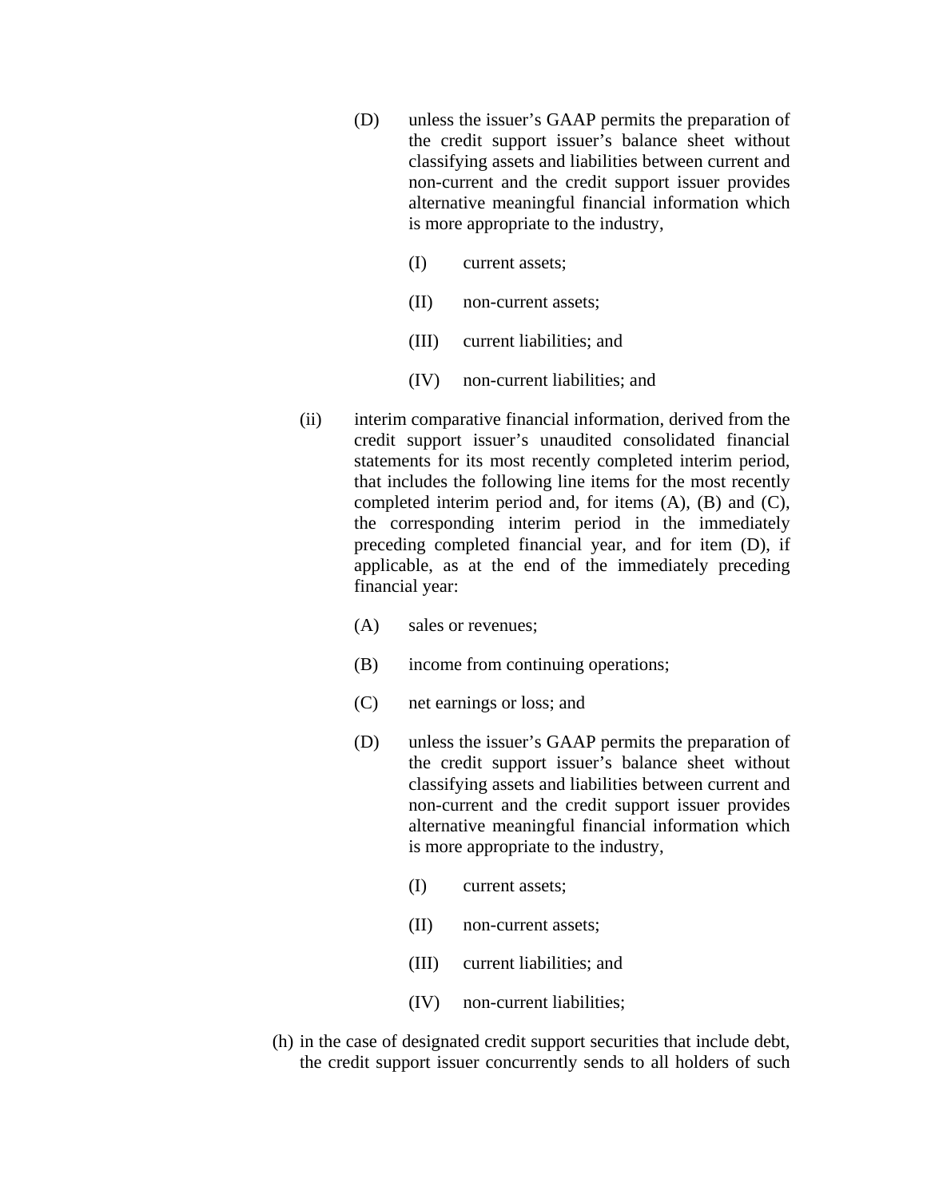(D) unless the issuer's GAAP permits the preparation of the credit support issuer's balance sheet without classifying assets and liabilities between current and non-current and the credit support issuer provides alternative meaningful financial information which is more appropriate to the industry,

(I) current assets;

(II) non-current assets;

(III) current liabilities; and

(IV) non-current liabilities; and

(ii) interim comparative financial information, derived from the credit support issuer's unaudited consolidated financial statements for its most recently completed interim period, that includes the following line items for the most recently completed interim period and, for items (A), (B) and (C), the corresponding interim period in the immediately preceding completed financial year, and for item (D), if applicable, as at the end of the immediately preceding financial year:

(A) sales or revenues;

(B) income from continuing operations;

(C) net earnings or loss; and

(D) unless the issuer's GAAP permits the preparation of the credit support issuer's balance sheet without classifying assets and liabilities between current and non-current and the credit support issuer provides alternative meaningful financial information which is more appropriate to the industry,

(I) current assets;

(II) non-current assets;

(III) current liabilities; and

(IV) non-current liabilities;

(h) in the case of designated credit support securities that include debt, the credit support issuer concurrently sends to all holders of such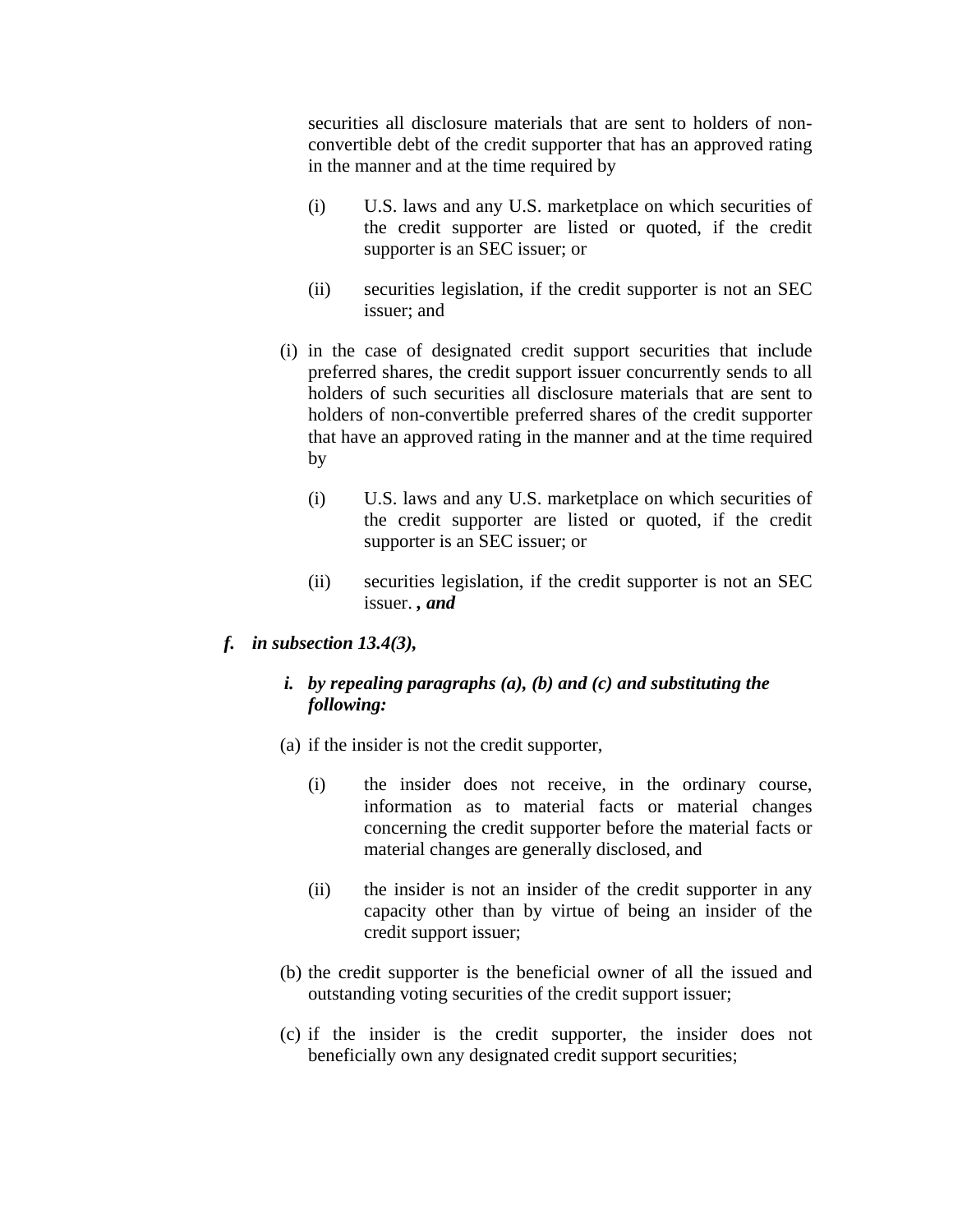securities all disclosure materials that are sent to holders of non-convertible debt of the credit supporter that has an approved rating in the manner and at the time required by

(i) U.S. laws and any U.S. marketplace on which securities of the credit supporter are listed or quoted, if the credit supporter is an SEC issuer; or

(ii) securities legislation, if the credit supporter is not an SEC issuer; and

(i) in the case of designated credit support securities that include preferred shares, the credit support issuer concurrently sends to all holders of such securities all disclosure materials that are sent to holders of non-convertible preferred shares of the credit supporter that have an approved rating in the manner and at the time required by

(i) U.S. laws and any U.S. marketplace on which securities of the credit supporter are listed or quoted, if the credit supporter is an SEC issuer; or

(ii) securities legislation, if the credit supporter is not an SEC issuer. ***, and***

***f. in subsection 13.4(3),***

***i. by repealing paragraphs (a), (b) and (c) and substituting the following:***

(a) if the insider is not the credit supporter,

(i) the insider does not receive, in the ordinary course, information as to material facts or material changes concerning the credit supporter before the material facts or material changes are generally disclosed, and

(ii) the insider is not an insider of the credit supporter in any capacity other than by virtue of being an insider of the credit support issuer;

(b) the credit supporter is the beneficial owner of all the issued and outstanding voting securities of the credit support issuer;

(c) if the insider is the credit supporter, the insider does not beneficially own any designated credit support securities;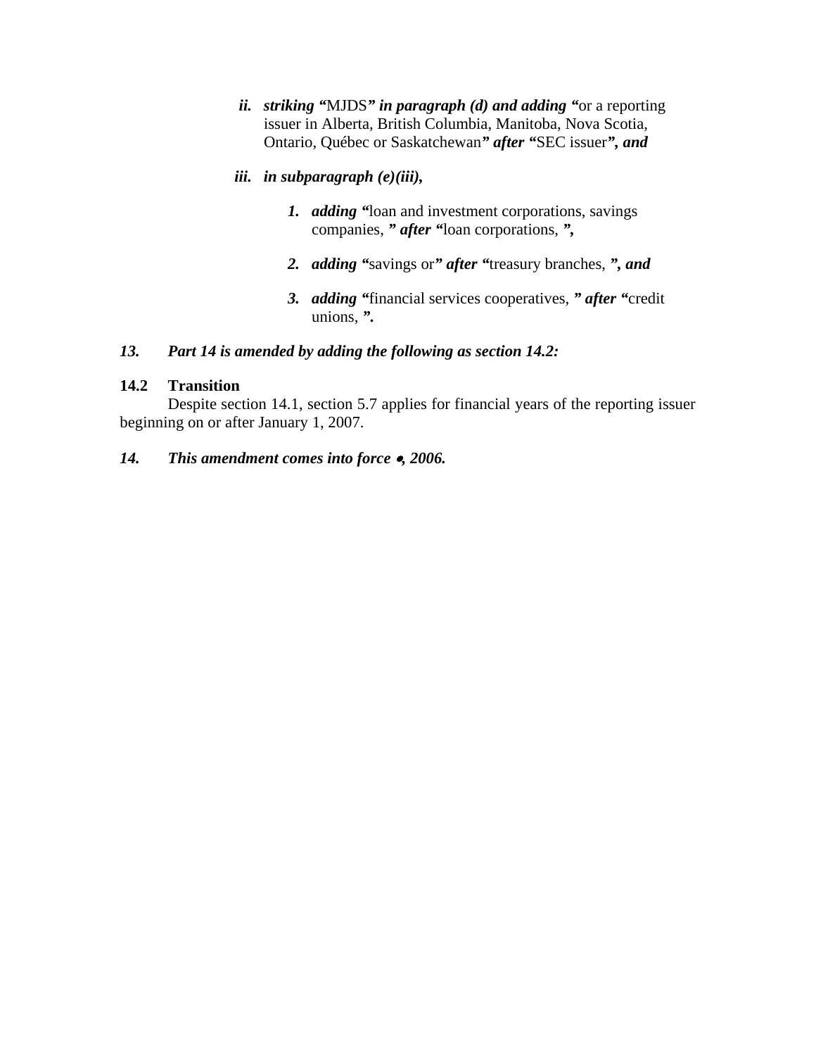ii. ***striking*** **“**MJDS***” in paragraph (d) and adding “***or a reporting issuer in Alberta, British Columbia, Manitoba, Nova Scotia, Ontario, Québec or Saskatchewan***” after “***SEC issuer***”, and***

iii. ***in subparagraph (e)(iii),***

1. ***adding “***loan and investment corporations, savings companies, ***” after “***loan corporations, ***”,***

2. ***adding “***savings or***” after “***treasury branches, ***”, and***

3. ***adding “***financial services cooperatives, ***” after “***credit unions, ***”.***

***13. Part 14 is amended by adding the following as section 14.2:***

**14.2 Transition**

Despite section 14.1, section 5.7 applies for financial years of the reporting issuer beginning on or after January 1, 2007.

***14. This amendment comes into force •, 2006.***